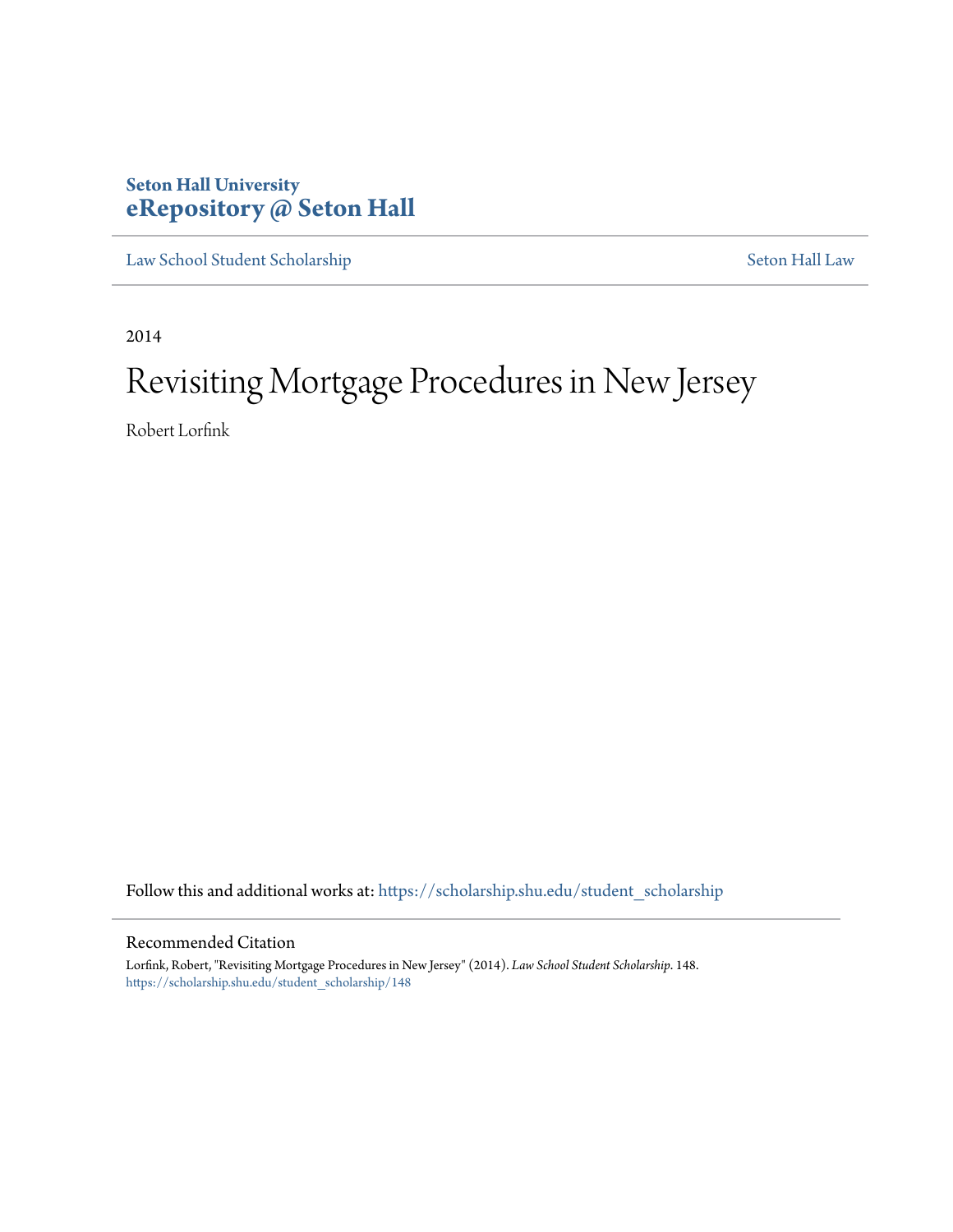**Seton Hall University**
**eRepository @ Seton Hall**

Law School Student Scholarship | Seton Hall Law

2014

# Revisiting Mortgage Procedures in New Jersey

Robert Lorfink

Follow this and additional works at: https://scholarship.shu.edu/student_scholarship

## Recommended Citation

Lorfink, Robert, "Revisiting Mortgage Procedures in New Jersey" (2014). *Law School Student Scholarship*. 148.
https://scholarship.shu.edu/student_scholarship/148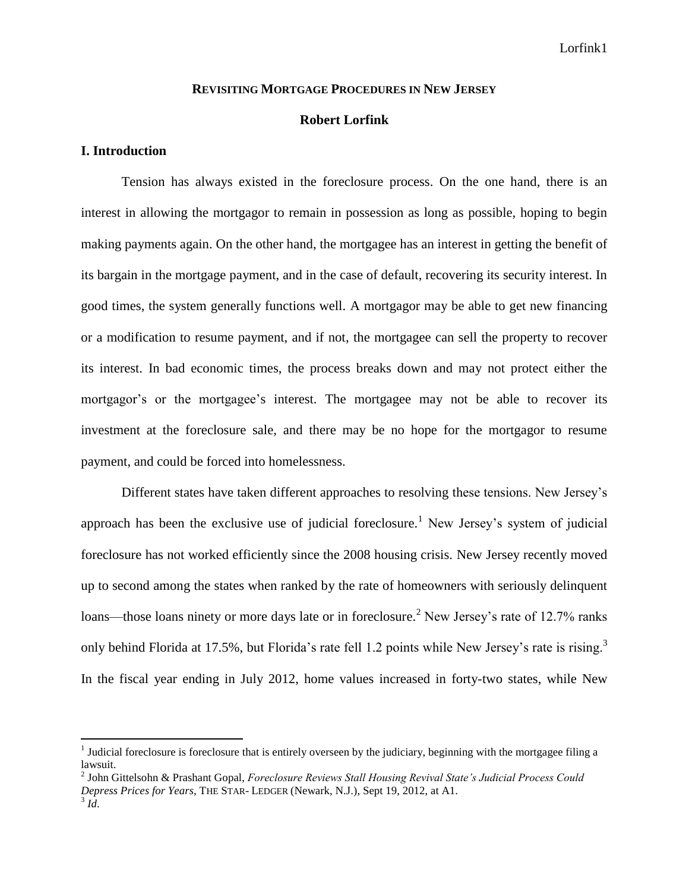## REVISITING MORTGAGE PROCEDURES IN NEW JERSEY

**Robert Lorfink**

### I. Introduction

Tension has always existed in the foreclosure process. On the one hand, there is an interest in allowing the mortgagor to remain in possession as long as possible, hoping to begin making payments again. On the other hand, the mortgagee has an interest in getting the benefit of its bargain in the mortgage payment, and in the case of default, recovering its security interest. In good times, the system generally functions well. A mortgagor may be able to get new financing or a modification to resume payment, and if not, the mortgagee can sell the property to recover its interest. In bad economic times, the process breaks down and may not protect either the mortgagor's or the mortgagee's interest. The mortgagee may not be able to recover its investment at the foreclosure sale, and there may be no hope for the mortgagor to resume payment, and could be forced into homelessness.

Different states have taken different approaches to resolving these tensions. New Jersey's approach has been the exclusive use of judicial foreclosure.[1] New Jersey's system of judicial foreclosure has not worked efficiently since the 2008 housing crisis. New Jersey recently moved up to second among the states when ranked by the rate of homeowners with seriously delinquent loans—those loans ninety or more days late or in foreclosure.[2] New Jersey's rate of 12.7% ranks only behind Florida at 17.5%, but Florida's rate fell 1.2 points while New Jersey's rate is rising.[3] In the fiscal year ending in July 2012, home values increased in forty-two states, while New

---

[1] Judicial foreclosure is foreclosure that is entirely overseen by the judiciary, beginning with the mortgagee filing a lawsuit.

[2] John Gittelsohn & Prashant Gopal, *Foreclosure Reviews Stall Housing Revival State's Judicial Process Could Depress Prices for Years*, THE STAR- LEDGER (Newark, N.J.), Sept 19, 2012, at A1.

[3] *Id*.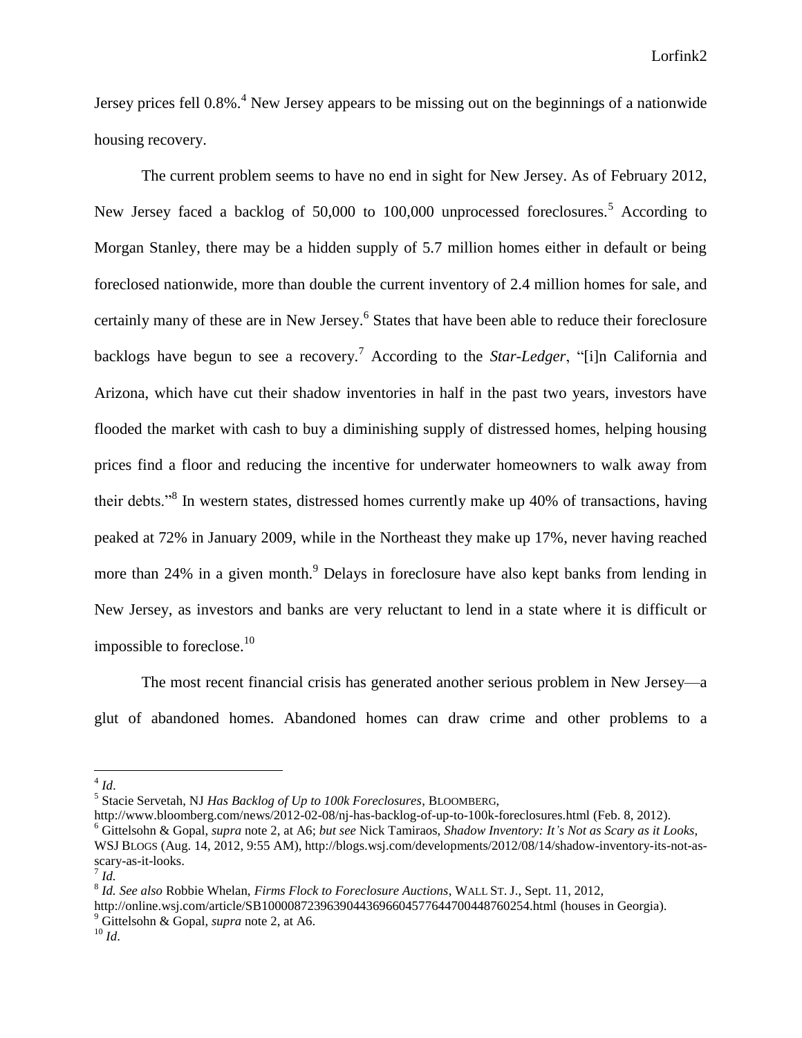Jersey prices fell 0.8%.[4] New Jersey appears to be missing out on the beginnings of a nationwide housing recovery.

The current problem seems to have no end in sight for New Jersey. As of February 2012, New Jersey faced a backlog of 50,000 to 100,000 unprocessed foreclosures.[5] According to Morgan Stanley, there may be a hidden supply of 5.7 million homes either in default or being foreclosed nationwide, more than double the current inventory of 2.4 million homes for sale, and certainly many of these are in New Jersey.[6] States that have been able to reduce their foreclosure backlogs have begun to see a recovery.[7] According to the *Star-Ledger*, "[i]n California and Arizona, which have cut their shadow inventories in half in the past two years, investors have flooded the market with cash to buy a diminishing supply of distressed homes, helping housing prices find a floor and reducing the incentive for underwater homeowners to walk away from their debts."[8] In western states, distressed homes currently make up 40% of transactions, having peaked at 72% in January 2009, while in the Northeast they make up 17%, never having reached more than 24% in a given month.[9] Delays in foreclosure have also kept banks from lending in New Jersey, as investors and banks are very reluctant to lend in a state where it is difficult or impossible to foreclose.[10]

The most recent financial crisis has generated another serious problem in New Jersey—a glut of abandoned homes. Abandoned homes can draw crime and other problems to a

---

[4] *Id*.

[5] Stacie Servetah, NJ *Has Backlog of Up to 100k Foreclosures*, BLOOMBERG, http://www.bloomberg.com/news/2012-02-08/nj-has-backlog-of-up-to-100k-foreclosures.html (Feb. 8, 2012).

[6] Gittelsohn & Gopal, *supra* note 2, at A6; *but see* Nick Tamiraos, *Shadow Inventory: It's Not as Scary as it Looks*, WSJ BLOGS (Aug. 14, 2012, 9:55 AM), http://blogs.wsj.com/developments/2012/08/14/shadow-inventory-its-not-as-scary-as-it-looks.

[7] *Id.*

[8] *Id. See also* Robbie Whelan, *Firms Flock to Foreclosure Auctions*, WALL ST. J., Sept. 11, 2012, http://online.wsj.com/article/SB10000872396390443696604577644700448760254.html (houses in Georgia).

[9] Gittelsohn & Gopal, *supra* note 2, at A6.

[10] *Id*.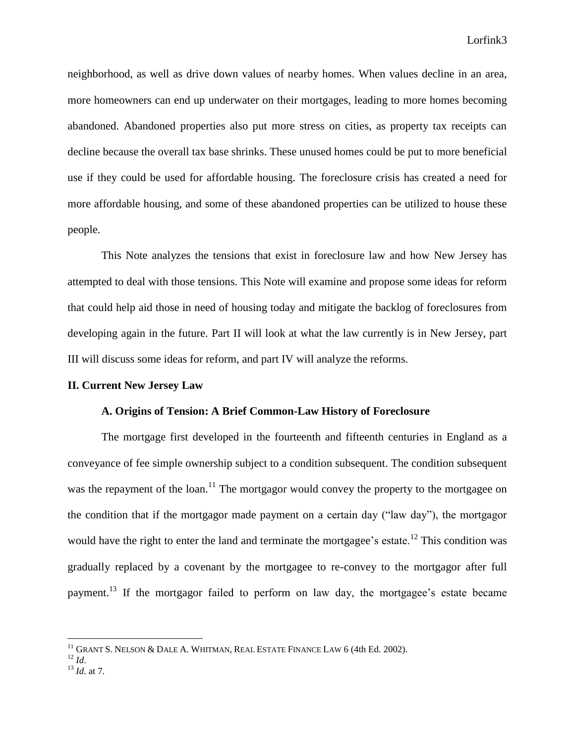neighborhood, as well as drive down values of nearby homes. When values decline in an area, more homeowners can end up underwater on their mortgages, leading to more homes becoming abandoned. Abandoned properties also put more stress on cities, as property tax receipts can decline because the overall tax base shrinks. These unused homes could be put to more beneficial use if they could be used for affordable housing. The foreclosure crisis has created a need for more affordable housing, and some of these abandoned properties can be utilized to house these people.

This Note analyzes the tensions that exist in foreclosure law and how New Jersey has attempted to deal with those tensions. This Note will examine and propose some ideas for reform that could help aid those in need of housing today and mitigate the backlog of foreclosures from developing again in the future. Part II will look at what the law currently is in New Jersey, part III will discuss some ideas for reform, and part IV will analyze the reforms.

## II. Current New Jersey Law

### A. Origins of Tension: A Brief Common-Law History of Foreclosure

The mortgage first developed in the fourteenth and fifteenth centuries in England as a conveyance of fee simple ownership subject to a condition subsequent. The condition subsequent was the repayment of the loan.[11] The mortgagor would convey the property to the mortgagee on the condition that if the mortgagor made payment on a certain day ("law day"), the mortgagor would have the right to enter the land and terminate the mortgagee's estate.[12] This condition was gradually replaced by a covenant by the mortgagee to re-convey to the mortgagor after full payment.[13] If the mortgagor failed to perform on law day, the mortgagee's estate became

---

[11] GRANT S. NELSON & DALE A. WHITMAN, REAL ESTATE FINANCE LAW 6 (4th Ed. 2002).

[12] *Id*.

[13] *Id*. at 7.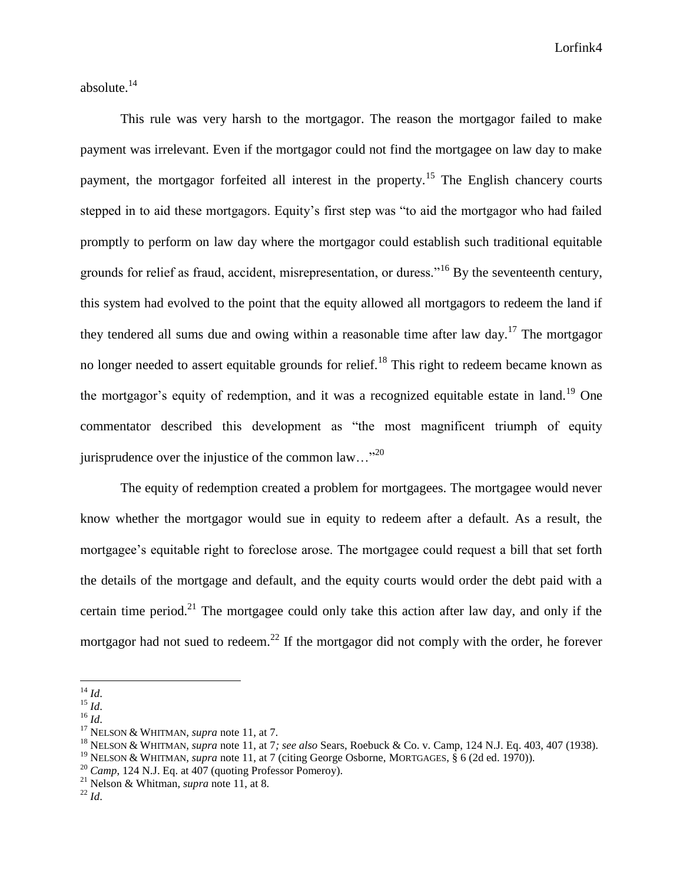absolute.[14]

This rule was very harsh to the mortgagor. The reason the mortgagor failed to make payment was irrelevant. Even if the mortgagor could not find the mortgagee on law day to make payment, the mortgagor forfeited all interest in the property.[15] The English chancery courts stepped in to aid these mortgagors. Equity's first step was "to aid the mortgagor who had failed promptly to perform on law day where the mortgagor could establish such traditional equitable grounds for relief as fraud, accident, misrepresentation, or duress."[16] By the seventeenth century, this system had evolved to the point that the equity allowed all mortgagors to redeem the land if they tendered all sums due and owing within a reasonable time after law day.[17] The mortgagor no longer needed to assert equitable grounds for relief.[18] This right to redeem became known as the mortgagor's equity of redemption, and it was a recognized equitable estate in land.[19] One commentator described this development as "the most magnificent triumph of equity jurisprudence over the injustice of the common law…"[20]

The equity of redemption created a problem for mortgagees. The mortgagee would never know whether the mortgagor would sue in equity to redeem after a default. As a result, the mortgagee's equitable right to foreclose arose. The mortgagee could request a bill that set forth the details of the mortgage and default, and the equity courts would order the debt paid with a certain time period.[21] The mortgagee could only take this action after law day, and only if the mortgagor had not sued to redeem.[22] If the mortgagor did not comply with the order, he forever

---

[14] *Id*.

[15] *Id*.

[16] *Id*.

[17] NELSON & WHITMAN, *supra* note 11, at 7.

[18] NELSON & WHITMAN, *supra* note 11, at 7*; see also* Sears, Roebuck & Co. v. Camp, 124 N.J. Eq. 403, 407 (1938).

[19] NELSON & WHITMAN, *supra* note 11, at 7 (citing George Osborne, MORTGAGES, § 6 (2d ed. 1970)).

[20] *Camp*, 124 N.J. Eq. at 407 (quoting Professor Pomeroy).

[21] Nelson & Whitman, *supra* note 11, at 8.

[22] *Id*.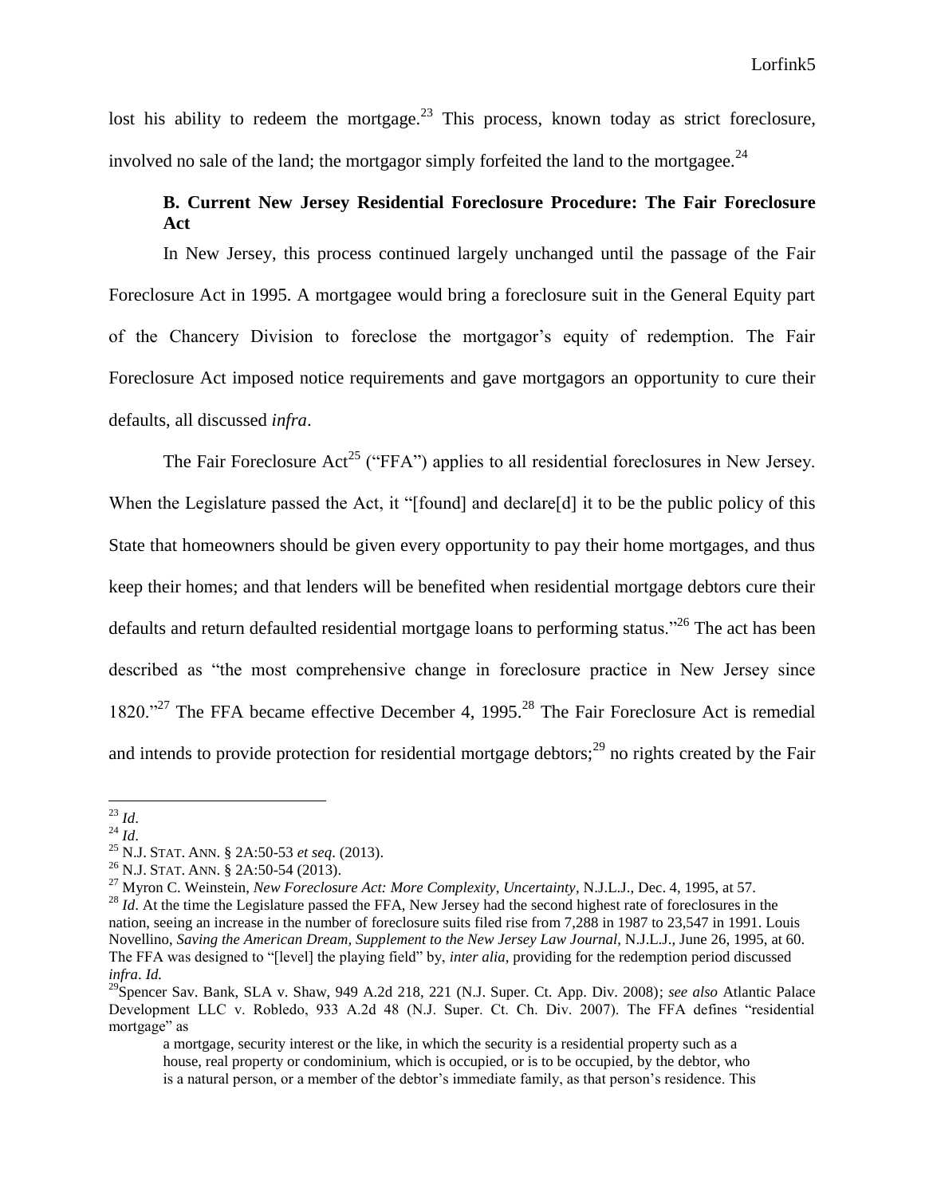lost his ability to redeem the mortgage.[23] This process, known today as strict foreclosure, involved no sale of the land; the mortgagor simply forfeited the land to the mortgagee.[24]

### B. Current New Jersey Residential Foreclosure Procedure: The Fair Foreclosure Act

In New Jersey, this process continued largely unchanged until the passage of the Fair Foreclosure Act in 1995. A mortgagee would bring a foreclosure suit in the General Equity part of the Chancery Division to foreclose the mortgagor's equity of redemption. The Fair Foreclosure Act imposed notice requirements and gave mortgagors an opportunity to cure their defaults, all discussed *infra*.

The Fair Foreclosure Act[25] ("FFA") applies to all residential foreclosures in New Jersey. When the Legislature passed the Act, it "[found] and declare[d] it to be the public policy of this State that homeowners should be given every opportunity to pay their home mortgages, and thus keep their homes; and that lenders will be benefited when residential mortgage debtors cure their defaults and return defaulted residential mortgage loans to performing status."[26] The act has been described as "the most comprehensive change in foreclosure practice in New Jersey since 1820."[27] The FFA became effective December 4, 1995.[28] The Fair Foreclosure Act is remedial and intends to provide protection for residential mortgage debtors;[29] no rights created by the Fair

---

[23] *Id*.

[24] *Id*.

[25] N.J. STAT. ANN. § 2A:50-53 *et seq*. (2013).

[26] N.J. STAT. ANN. § 2A:50-54 (2013).

[27] Myron C. Weinstein, *New Foreclosure Act: More Complexity, Uncertainty*, N.J.L.J., Dec. 4, 1995, at 57.

[28] *Id*. At the time the Legislature passed the FFA, New Jersey had the second highest rate of foreclosures in the nation, seeing an increase in the number of foreclosure suits filed rise from 7,288 in 1987 to 23,547 in 1991. Louis Novellino, *Saving the American Dream, Supplement to the New Jersey Law Journal*, N.J.L.J., June 26, 1995, at 60. The FFA was designed to "[level] the playing field" by, *inter alia*, providing for the redemption period discussed *infra*. *Id.*

[29] Spencer Sav. Bank, SLA v. Shaw, 949 A.2d 218, 221 (N.J. Super. Ct. App. Div. 2008); *see also* Atlantic Palace Development LLC v. Robledo, 933 A.2d 48 (N.J. Super. Ct. Ch. Div. 2007). The FFA defines "residential mortgage" as

> a mortgage, security interest or the like, in which the security is a residential property such as a house, real property or condominium, which is occupied, or is to be occupied, by the debtor, who is a natural person, or a member of the debtor's immediate family, as that person's residence. This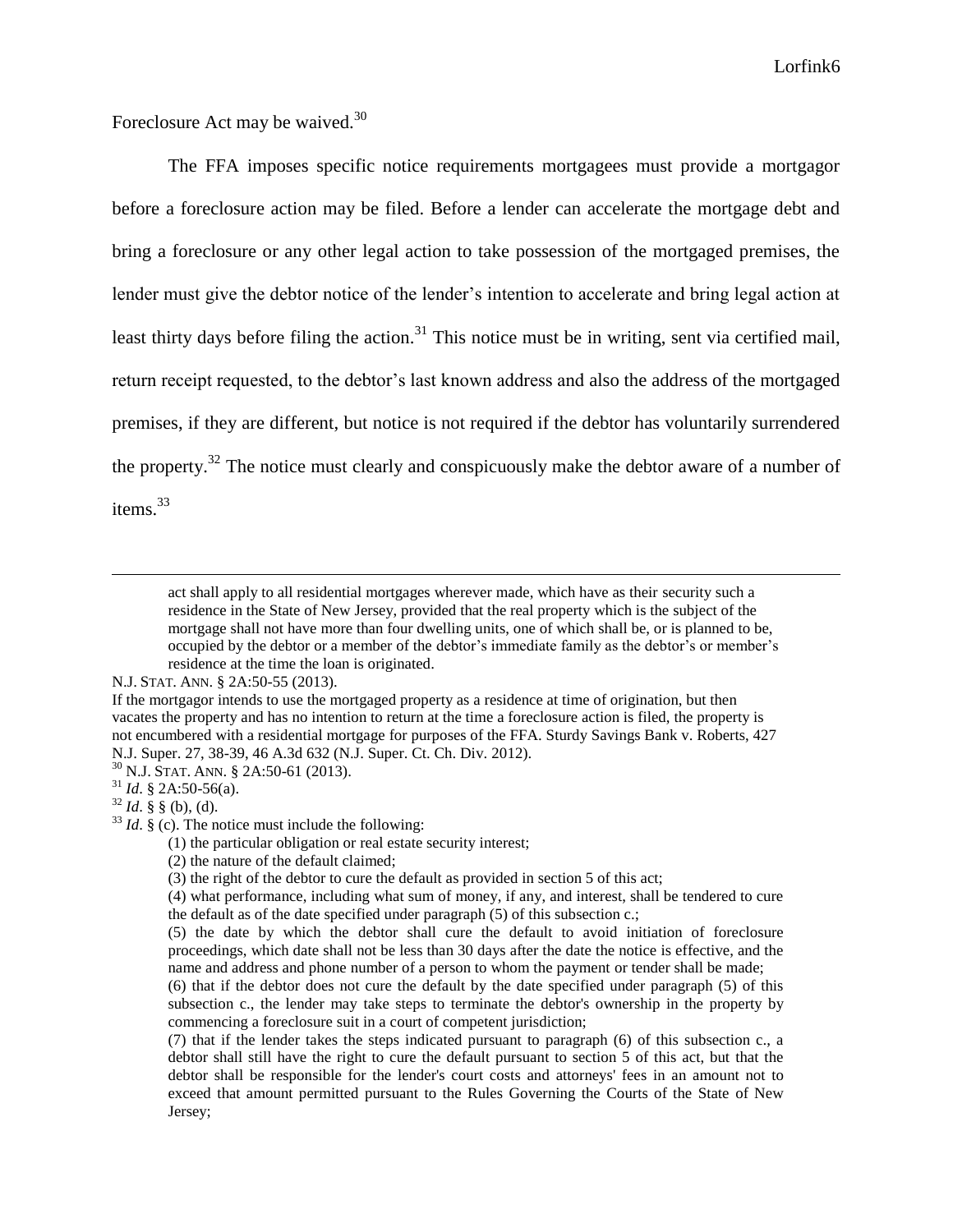Foreclosure Act may be waived.[30]

The FFA imposes specific notice requirements mortgagees must provide a mortgagor before a foreclosure action may be filed. Before a lender can accelerate the mortgage debt and bring a foreclosure or any other legal action to take possession of the mortgaged premises, the lender must give the debtor notice of the lender's intention to accelerate and bring legal action at least thirty days before filing the action.[31] This notice must be in writing, sent via certified mail, return receipt requested, to the debtor's last known address and also the address of the mortgaged premises, if they are different, but notice is not required if the debtor has voluntarily surrendered the property.[32] The notice must clearly and conspicuously make the debtor aware of a number of items.[33]

---

> act shall apply to all residential mortgages wherever made, which have as their security such a residence in the State of New Jersey, provided that the real property which is the subject of the mortgage shall not have more than four dwelling units, one of which shall be, or is planned to be, occupied by the debtor or a member of the debtor's immediate family as the debtor's or member's residence at the time the loan is originated.

N.J. STAT. ANN. § 2A:50-55 (2013).

If the mortgagor intends to use the mortgaged property as a residence at time of origination, but then vacates the property and has no intention to return at the time a foreclosure action is filed, the property is not encumbered with a residential mortgage for purposes of the FFA. Sturdy Savings Bank v. Roberts, 427 N.J. Super. 27, 38-39, 46 A.3d 632 (N.J. Super. Ct. Ch. Div. 2012).

[30] N.J. STAT. ANN. § 2A:50-61 (2013).

[31] *Id*. § 2A:50-56(a).

[32] *Id*. § § (b), (d).

[33] *Id*. § (c). The notice must include the following:

> (1) the particular obligation or real estate security interest;
>
> (2) the nature of the default claimed;
>
> (3) the right of the debtor to cure the default as provided in section 5 of this act;
>
> (4) what performance, including what sum of money, if any, and interest, shall be tendered to cure the default as of the date specified under paragraph (5) of this subsection c.;
>
> (5) the date by which the debtor shall cure the default to avoid initiation of foreclosure proceedings, which date shall not be less than 30 days after the date the notice is effective, and the name and address and phone number of a person to whom the payment or tender shall be made;
>
> (6) that if the debtor does not cure the default by the date specified under paragraph (5) of this subsection c., the lender may take steps to terminate the debtor's ownership in the property by commencing a foreclosure suit in a court of competent jurisdiction;
>
> (7) that if the lender takes the steps indicated pursuant to paragraph (6) of this subsection c., a debtor shall still have the right to cure the default pursuant to section 5 of this act, but that the debtor shall be responsible for the lender's court costs and attorneys' fees in an amount not to exceed that amount permitted pursuant to the Rules Governing the Courts of the State of New Jersey;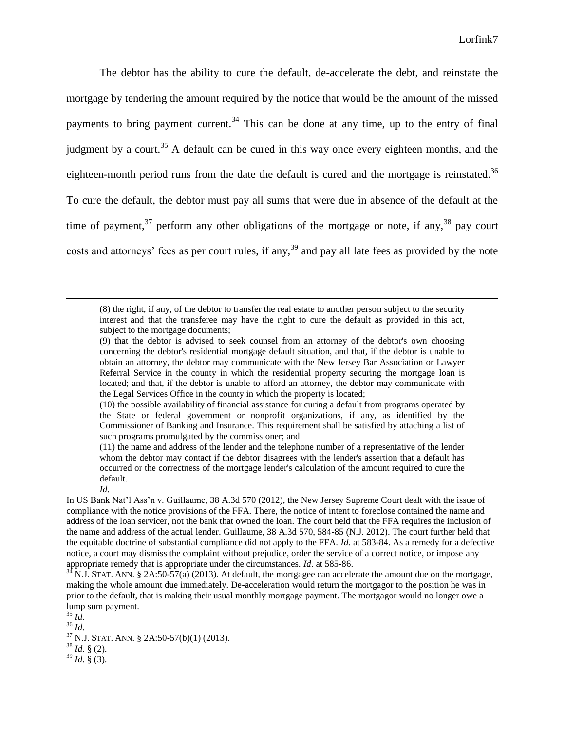The debtor has the ability to cure the default, de-accelerate the debt, and reinstate the mortgage by tendering the amount required by the notice that would be the amount of the missed payments to bring payment current.[34] This can be done at any time, up to the entry of final judgment by a court.[35] A default can be cured in this way once every eighteen months, and the eighteen-month period runs from the date the default is cured and the mortgage is reinstated.[36] To cure the default, the debtor must pay all sums that were due in absence of the default at the time of payment,[37] perform any other obligations of the mortgage or note, if any,[38] pay court costs and attorneys' fees as per court rules, if any,[39] and pay all late fees as provided by the note

---

> (8) the right, if any, of the debtor to transfer the real estate to another person subject to the security interest and that the transferee may have the right to cure the default as provided in this act, subject to the mortgage documents;
>
> (9) that the debtor is advised to seek counsel from an attorney of the debtor's own choosing concerning the debtor's residential mortgage default situation, and that, if the debtor is unable to obtain an attorney, the debtor may communicate with the New Jersey Bar Association or Lawyer Referral Service in the county in which the residential property securing the mortgage loan is located; and that, if the debtor is unable to afford an attorney, the debtor may communicate with the Legal Services Office in the county in which the property is located;
>
> (10) the possible availability of financial assistance for curing a default from programs operated by the State or federal government or nonprofit organizations, if any, as identified by the Commissioner of Banking and Insurance. This requirement shall be satisfied by attaching a list of such programs promulgated by the commissioner; and
>
> (11) the name and address of the lender and the telephone number of a representative of the lender whom the debtor may contact if the debtor disagrees with the lender's assertion that a default has occurred or the correctness of the mortgage lender's calculation of the amount required to cure the default.
>
> *Id*.

In US Bank Nat'l Ass'n v. Guillaume, 38 A.3d 570 (2012), the New Jersey Supreme Court dealt with the issue of compliance with the notice provisions of the FFA. There, the notice of intent to foreclose contained the name and address of the loan servicer, not the bank that owned the loan. The court held that the FFA requires the inclusion of the name and address of the actual lender. Guillaume, 38 A.3d 570, 584-85 (N.J. 2012). The court further held that the equitable doctrine of substantial compliance did not apply to the FFA. *Id*. at 583-84. As a remedy for a defective notice, a court may dismiss the complaint without prejudice, order the service of a correct notice, or impose any appropriate remedy that is appropriate under the circumstances. *Id*. at 585-86.

[34] N.J. STAT. ANN. § 2A:50-57(a) (2013). At default, the mortgagee can accelerate the amount due on the mortgage, making the whole amount due immediately. De-acceleration would return the mortgagor to the position he was in prior to the default, that is making their usual monthly mortgage payment. The mortgagor would no longer owe a lump sum payment.

[35] *Id*.

[36] *Id*.

[37] N.J. STAT. ANN. § 2A:50-57(b)(1) (2013).

[38] *Id*. § (2).

[39] *Id*. § (3).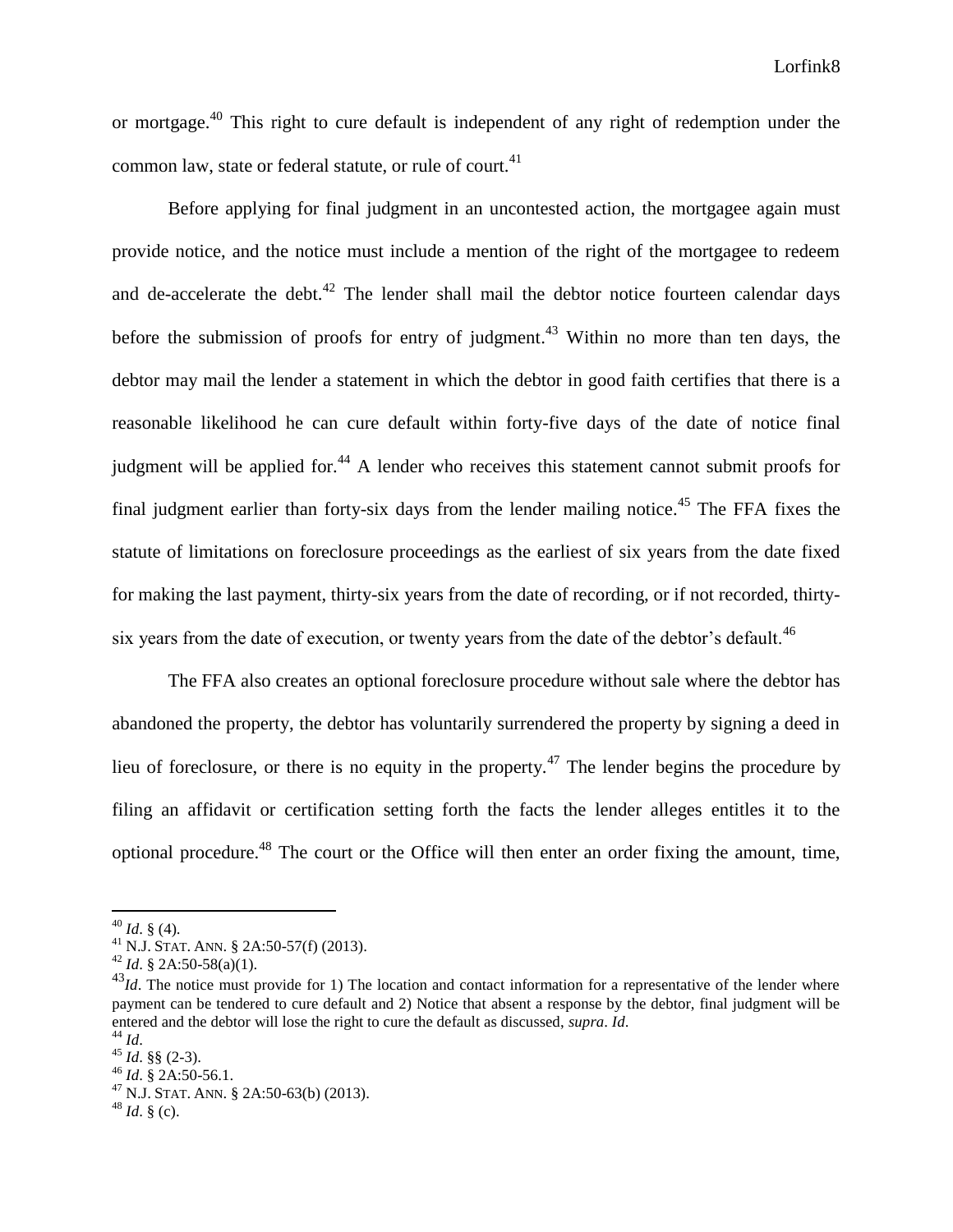or mortgage.[40] This right to cure default is independent of any right of redemption under the common law, state or federal statute, or rule of court.[41]

Before applying for final judgment in an uncontested action, the mortgagee again must provide notice, and the notice must include a mention of the right of the mortgagee to redeem and de-accelerate the debt.[42] The lender shall mail the debtor notice fourteen calendar days before the submission of proofs for entry of judgment.[43] Within no more than ten days, the debtor may mail the lender a statement in which the debtor in good faith certifies that there is a reasonable likelihood he can cure default within forty-five days of the date of notice final judgment will be applied for.[44] A lender who receives this statement cannot submit proofs for final judgment earlier than forty-six days from the lender mailing notice.[45] The FFA fixes the statute of limitations on foreclosure proceedings as the earliest of six years from the date fixed for making the last payment, thirty-six years from the date of recording, or if not recorded, thirty-six years from the date of execution, or twenty years from the date of the debtor's default.[46]

The FFA also creates an optional foreclosure procedure without sale where the debtor has abandoned the property, the debtor has voluntarily surrendered the property by signing a deed in lieu of foreclosure, or there is no equity in the property.[47] The lender begins the procedure by filing an affidavit or certification setting forth the facts the lender alleges entitles it to the optional procedure.[48] The court or the Office will then enter an order fixing the amount, time,

---

[40] *Id*. § (4).

[41] N.J. STAT. ANN. § 2A:50-57(f) (2013).

[42] *Id*. § 2A:50-58(a)(1).

[43] *Id*. The notice must provide for 1) The location and contact information for a representative of the lender where payment can be tendered to cure default and 2) Notice that absent a response by the debtor, final judgment will be entered and the debtor will lose the right to cure the default as discussed, *supra*. *Id*.

[44] *Id*.

[45] *Id*. §§ (2-3).

[46] *Id*. § 2A:50-56.1.

[47] N.J. STAT. ANN. § 2A:50-63(b) (2013).

[48] *Id*. § (c).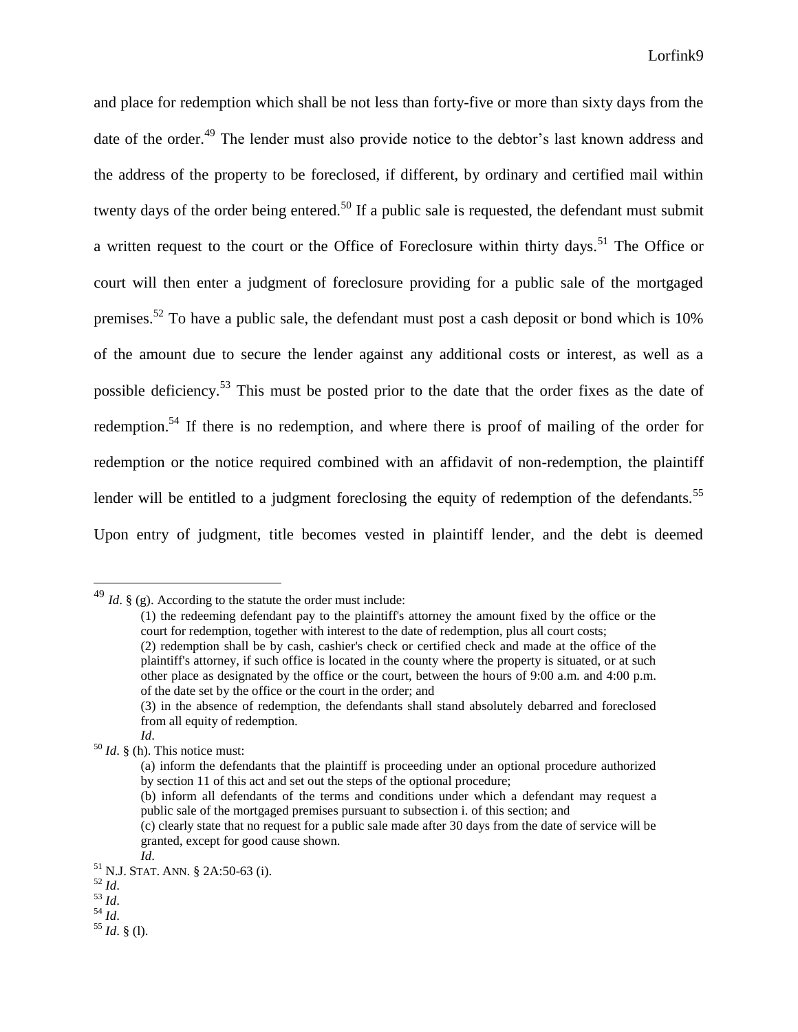and place for redemption which shall be not less than forty-five or more than sixty days from the date of the order.[49] The lender must also provide notice to the debtor's last known address and the address of the property to be foreclosed, if different, by ordinary and certified mail within twenty days of the order being entered.[50] If a public sale is requested, the defendant must submit a written request to the court or the Office of Foreclosure within thirty days.[51] The Office or court will then enter a judgment of foreclosure providing for a public sale of the mortgaged premises.[52] To have a public sale, the defendant must post a cash deposit or bond which is 10% of the amount due to secure the lender against any additional costs or interest, as well as a possible deficiency.[53] This must be posted prior to the date that the order fixes as the date of redemption.[54] If there is no redemption, and where there is proof of mailing of the order for redemption or the notice required combined with an affidavit of non-redemption, the plaintiff lender will be entitled to a judgment foreclosing the equity of redemption of the defendants.[55] Upon entry of judgment, title becomes vested in plaintiff lender, and the debt is deemed

---

[49] *Id*. § (g). According to the statute the order must include:

> (1) the redeeming defendant pay to the plaintiff's attorney the amount fixed by the office or the court for redemption, together with interest to the date of redemption, plus all court costs;
> (2) redemption shall be by cash, cashier's check or certified check and made at the office of the plaintiff's attorney, if such office is located in the county where the property is situated, or at such other place as designated by the office or the court, between the hours of 9:00 a.m. and 4:00 p.m. of the date set by the office or the court in the order; and
> (3) in the absence of redemption, the defendants shall stand absolutely debarred and foreclosed from all equity of redemption.
> *Id*.

[50] *Id*. § (h). This notice must:

> (a) inform the defendants that the plaintiff is proceeding under an optional procedure authorized by section 11 of this act and set out the steps of the optional procedure;
> (b) inform all defendants of the terms and conditions under which a defendant may request a public sale of the mortgaged premises pursuant to subsection i. of this section; and
> (c) clearly state that no request for a public sale made after 30 days from the date of service will be granted, except for good cause shown.
> *Id*.

[51] N.J. STAT. ANN. § 2A:50-63 (i).

[52] *Id*.

[53] *Id*.

[54] *Id*.

[55] *Id*. § (l).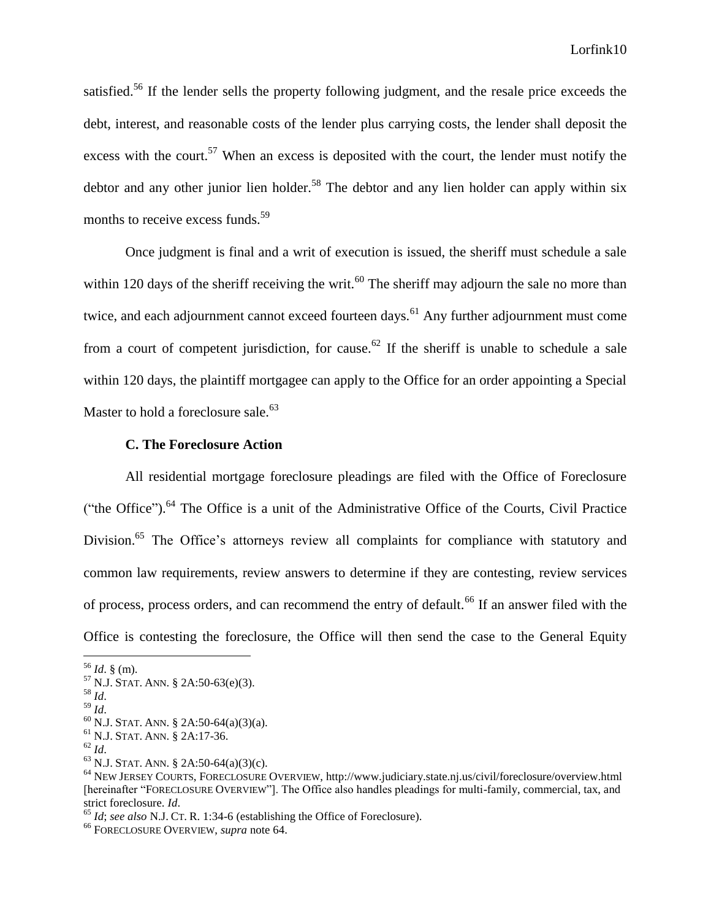satisfied.[56] If the lender sells the property following judgment, and the resale price exceeds the debt, interest, and reasonable costs of the lender plus carrying costs, the lender shall deposit the excess with the court.[57] When an excess is deposited with the court, the lender must notify the debtor and any other junior lien holder.[58] The debtor and any lien holder can apply within six months to receive excess funds.[59]

Once judgment is final and a writ of execution is issued, the sheriff must schedule a sale within 120 days of the sheriff receiving the writ.[60] The sheriff may adjourn the sale no more than twice, and each adjournment cannot exceed fourteen days.[61] Any further adjournment must come from a court of competent jurisdiction, for cause.[62] If the sheriff is unable to schedule a sale within 120 days, the plaintiff mortgagee can apply to the Office for an order appointing a Special Master to hold a foreclosure sale.[63]

### C. The Foreclosure Action

All residential mortgage foreclosure pleadings are filed with the Office of Foreclosure ("the Office").[64] The Office is a unit of the Administrative Office of the Courts, Civil Practice Division.[65] The Office's attorneys review all complaints for compliance with statutory and common law requirements, review answers to determine if they are contesting, review services of process, process orders, and can recommend the entry of default.[66] If an answer filed with the Office is contesting the foreclosure, the Office will then send the case to the General Equity

---

[56] *Id*. § (m).

[57] N.J. STAT. ANN. § 2A:50-63(e)(3).

[58] *Id*.

[59] *Id*.

[60] N.J. STAT. ANN. § 2A:50-64(a)(3)(a).

[61] N.J. STAT. ANN. § 2A:17-36.

[62] *Id*.

[63] N.J. STAT. ANN. § 2A:50-64(a)(3)(c).

[64] NEW JERSEY COURTS, FORECLOSURE OVERVIEW, http://www.judiciary.state.nj.us/civil/foreclosure/overview.html [hereinafter "FORECLOSURE OVERVIEW"]. The Office also handles pleadings for multi-family, commercial, tax, and strict foreclosure. *Id*.

[65] *Id*; *see also* N.J. CT. R. 1:34-6 (establishing the Office of Foreclosure).

[66] FORECLOSURE OVERVIEW, *supra* note 64.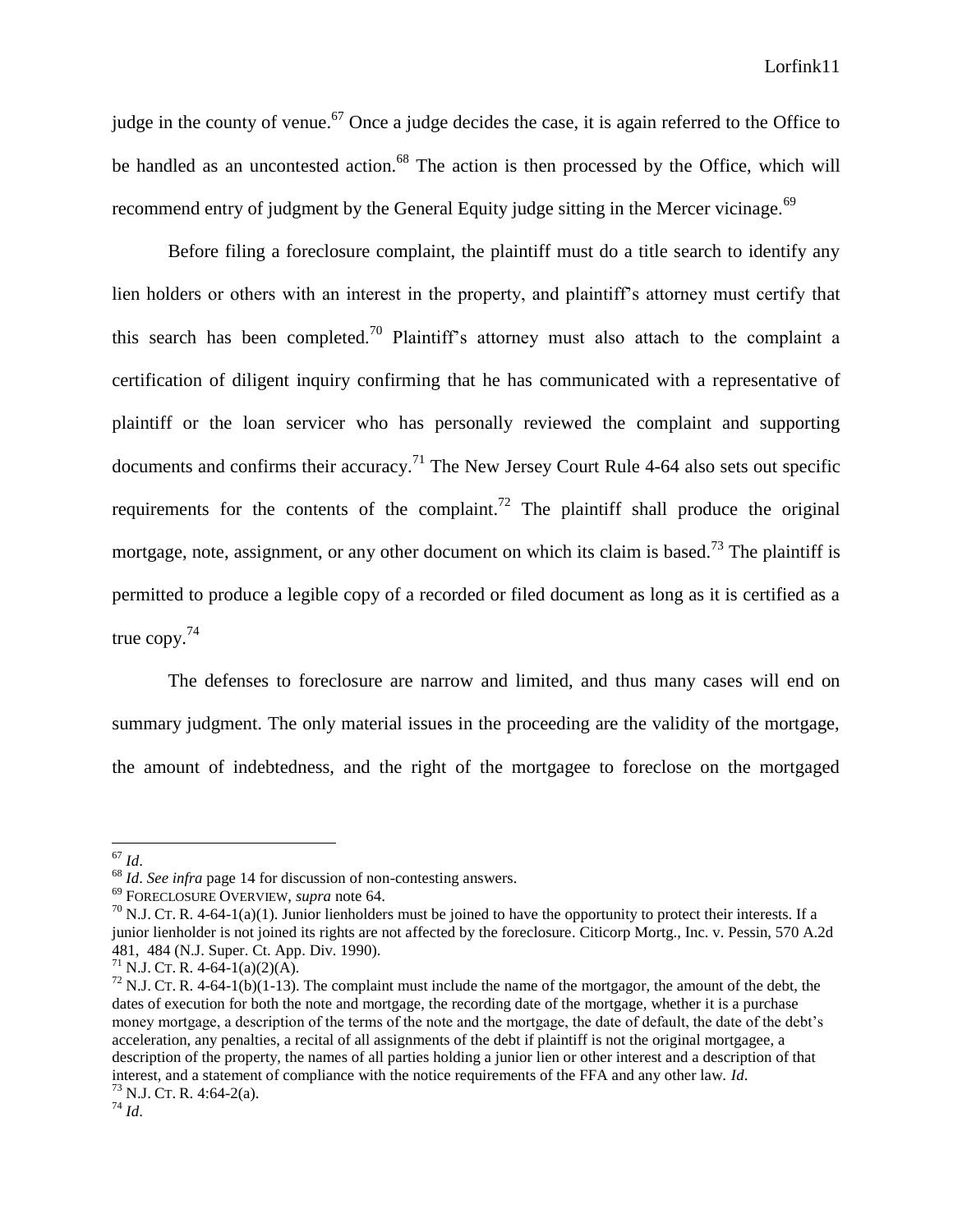judge in the county of venue.[67] Once a judge decides the case, it is again referred to the Office to be handled as an uncontested action.[68] The action is then processed by the Office, which will recommend entry of judgment by the General Equity judge sitting in the Mercer vicinage.[69]

Before filing a foreclosure complaint, the plaintiff must do a title search to identify any lien holders or others with an interest in the property, and plaintiff's attorney must certify that this search has been completed.[70] Plaintiff's attorney must also attach to the complaint a certification of diligent inquiry confirming that he has communicated with a representative of plaintiff or the loan servicer who has personally reviewed the complaint and supporting documents and confirms their accuracy.[71] The New Jersey Court Rule 4-64 also sets out specific requirements for the contents of the complaint.[72] The plaintiff shall produce the original mortgage, note, assignment, or any other document on which its claim is based.[73] The plaintiff is permitted to produce a legible copy of a recorded or filed document as long as it is certified as a true copy.[74]

The defenses to foreclosure are narrow and limited, and thus many cases will end on summary judgment. The only material issues in the proceeding are the validity of the mortgage, the amount of indebtedness, and the right of the mortgagee to foreclose on the mortgaged

---

[67] *Id*.

[68] *Id*. *See infra* page 14 for discussion of non-contesting answers.

[69] FORECLOSURE OVERVIEW, *supra* note 64.

[70] N.J. CT. R. 4-64-1(a)(1). Junior lienholders must be joined to have the opportunity to protect their interests. If a junior lienholder is not joined its rights are not affected by the foreclosure. Citicorp Mortg., Inc. v. Pessin, 570 A.2d 481, 484 (N.J. Super. Ct. App. Div. 1990).

[71] N.J. CT. R. 4-64-1(a)(2)(A).

[72] N.J. CT. R. 4-64-1(b)(1-13). The complaint must include the name of the mortgagor, the amount of the debt, the dates of execution for both the note and mortgage, the recording date of the mortgage, whether it is a purchase money mortgage, a description of the terms of the note and the mortgage, the date of default, the date of the debt's acceleration, any penalties, a recital of all assignments of the debt if plaintiff is not the original mortgagee, a description of the property, the names of all parties holding a junior lien or other interest and a description of that interest, and a statement of compliance with the notice requirements of the FFA and any other law. *Id*.

[73] N.J. CT. R. 4:64-2(a).

[74] *Id*.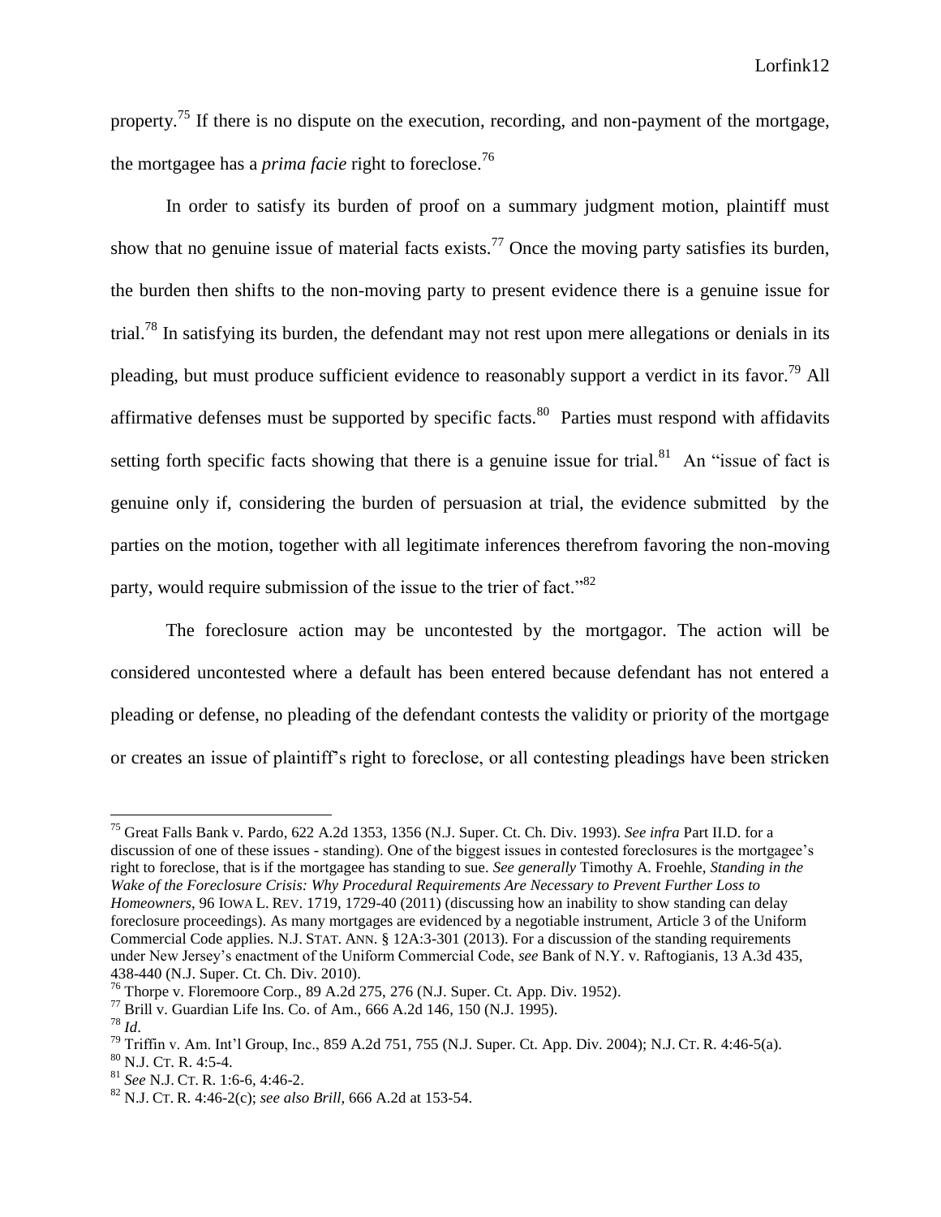property.[75] If there is no dispute on the execution, recording, and non-payment of the mortgage, the mortgagee has a *prima facie* right to foreclose.[76]

In order to satisfy its burden of proof on a summary judgment motion, plaintiff must show that no genuine issue of material facts exists.[77] Once the moving party satisfies its burden, the burden then shifts to the non-moving party to present evidence there is a genuine issue for trial.[78] In satisfying its burden, the defendant may not rest upon mere allegations or denials in its pleading, but must produce sufficient evidence to reasonably support a verdict in its favor.[79] All affirmative defenses must be supported by specific facts.[80] Parties must respond with affidavits setting forth specific facts showing that there is a genuine issue for trial.[81] An "issue of fact is genuine only if, considering the burden of persuasion at trial, the evidence submitted by the parties on the motion, together with all legitimate inferences therefrom favoring the non-moving party, would require submission of the issue to the trier of fact."[82]

The foreclosure action may be uncontested by the mortgagor. The action will be considered uncontested where a default has been entered because defendant has not entered a pleading or defense, no pleading of the defendant contests the validity or priority of the mortgage or creates an issue of plaintiff's right to foreclose, or all contesting pleadings have been stricken

---

[75] Great Falls Bank v. Pardo, 622 A.2d 1353, 1356 (N.J. Super. Ct. Ch. Div. 1993). *See infra* Part II.D. for a discussion of one of these issues - standing). One of the biggest issues in contested foreclosures is the mortgagee's right to foreclose, that is if the mortgagee has standing to sue. *See generally* Timothy A. Froehle, *Standing in the Wake of the Foreclosure Crisis: Why Procedural Requirements Are Necessary to Prevent Further Loss to Homeowners*, 96 IOWA L. REV. 1719, 1729-40 (2011) (discussing how an inability to show standing can delay foreclosure proceedings). As many mortgages are evidenced by a negotiable instrument, Article 3 of the Uniform Commercial Code applies. N.J. STAT. ANN. § 12A:3-301 (2013). For a discussion of the standing requirements under New Jersey's enactment of the Uniform Commercial Code, *see* Bank of N.Y. v. Raftogianis, 13 A.3d 435, 438-440 (N.J. Super. Ct. Ch. Div. 2010).

[76] Thorpe v. Floremoore Corp., 89 A.2d 275, 276 (N.J. Super. Ct. App. Div. 1952).

[77] Brill v. Guardian Life Ins. Co. of Am., 666 A.2d 146, 150 (N.J. 1995).

[78] *Id*.

[79] Triffin v. Am. Int'l Group, Inc., 859 A.2d 751, 755 (N.J. Super. Ct. App. Div. 2004); N.J. CT. R. 4:46-5(a).

[80] N.J. CT. R. 4:5-4.

[81] *See* N.J. CT. R. 1:6-6, 4:46-2.

[82] N.J. CT. R. 4:46-2(c); *see also Brill*, 666 A.2d at 153-54.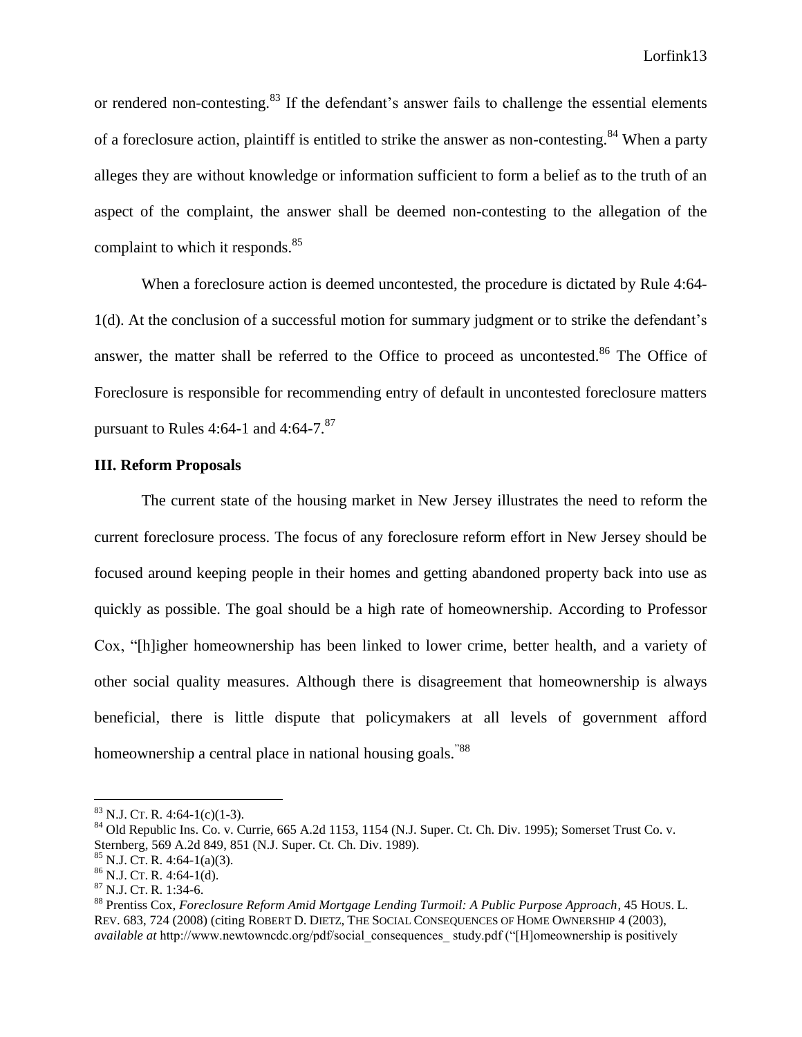or rendered non-contesting.[83] If the defendant's answer fails to challenge the essential elements of a foreclosure action, plaintiff is entitled to strike the answer as non-contesting.[84] When a party alleges they are without knowledge or information sufficient to form a belief as to the truth of an aspect of the complaint, the answer shall be deemed non-contesting to the allegation of the complaint to which it responds.[85]

When a foreclosure action is deemed uncontested, the procedure is dictated by Rule 4:64-1(d). At the conclusion of a successful motion for summary judgment or to strike the defendant's answer, the matter shall be referred to the Office to proceed as uncontested.[86] The Office of Foreclosure is responsible for recommending entry of default in uncontested foreclosure matters pursuant to Rules 4:64-1 and 4:64-7.[87]

## III. Reform Proposals

The current state of the housing market in New Jersey illustrates the need to reform the current foreclosure process. The focus of any foreclosure reform effort in New Jersey should be focused around keeping people in their homes and getting abandoned property back into use as quickly as possible. The goal should be a high rate of homeownership. According to Professor Cox, "[h]igher homeownership has been linked to lower crime, better health, and a variety of other social quality measures. Although there is disagreement that homeownership is always beneficial, there is little dispute that policymakers at all levels of government afford homeownership a central place in national housing goals."[88]

---

[83] N.J. CT. R. 4:64-1(c)(1-3).

[84] Old Republic Ins. Co. v. Currie, 665 A.2d 1153, 1154 (N.J. Super. Ct. Ch. Div. 1995); Somerset Trust Co. v. Sternberg, 569 A.2d 849, 851 (N.J. Super. Ct. Ch. Div. 1989).

[85] N.J. CT. R. 4:64-1(a)(3).

[86] N.J. CT. R. 4:64-1(d).

[87] N.J. CT. R. 1:34-6.

[88] Prentiss Cox, *Foreclosure Reform Amid Mortgage Lending Turmoil: A Public Purpose Approach*, 45 HOUS. L. REV. 683, 724 (2008) (citing ROBERT D. DIETZ, THE SOCIAL CONSEQUENCES OF HOME OWNERSHIP 4 (2003), *available at* http://www.newtowncdc.org/pdf/social_consequences_ study.pdf ("[H]omeownership is positively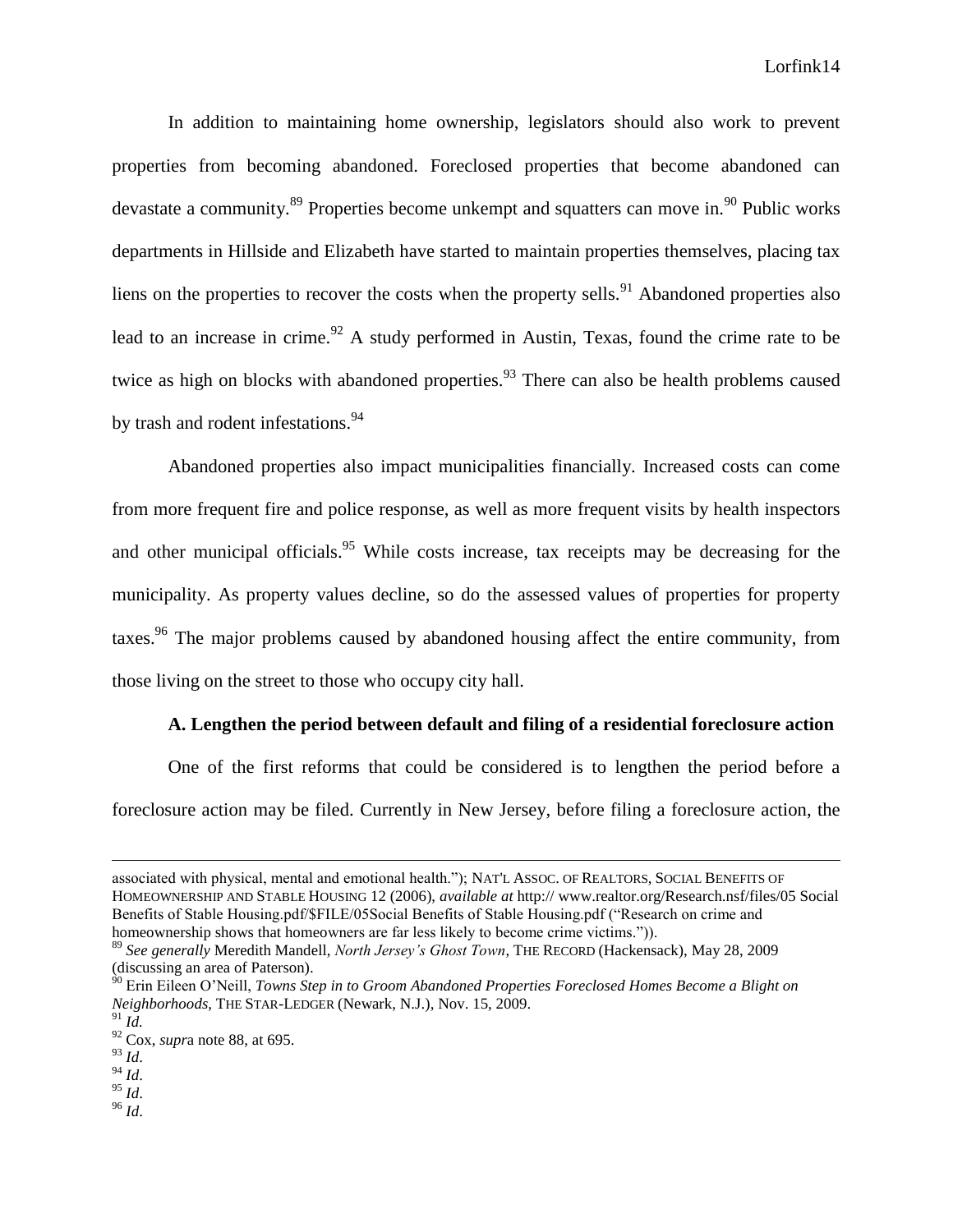In addition to maintaining home ownership, legislators should also work to prevent properties from becoming abandoned. Foreclosed properties that become abandoned can devastate a community.[89] Properties become unkempt and squatters can move in.[90] Public works departments in Hillside and Elizabeth have started to maintain properties themselves, placing tax liens on the properties to recover the costs when the property sells.[91] Abandoned properties also lead to an increase in crime.[92] A study performed in Austin, Texas, found the crime rate to be twice as high on blocks with abandoned properties.[93] There can also be health problems caused by trash and rodent infestations.[94]

Abandoned properties also impact municipalities financially. Increased costs can come from more frequent fire and police response, as well as more frequent visits by health inspectors and other municipal officials.[95] While costs increase, tax receipts may be decreasing for the municipality. As property values decline, so do the assessed values of properties for property taxes.[96] The major problems caused by abandoned housing affect the entire community, from those living on the street to those who occupy city hall.

### A. Lengthen the period between default and filing of a residential foreclosure action

One of the first reforms that could be considered is to lengthen the period before a foreclosure action may be filed. Currently in New Jersey, before filing a foreclosure action, the

---

associated with physical, mental and emotional health."); NAT'L ASSOC. OF REALTORS, SOCIAL BENEFITS OF HOMEOWNERSHIP AND STABLE HOUSING 12 (2006), *available at* http:// www.realtor.org/Research.nsf/files/05 Social Benefits of Stable Housing.pdf/$FILE/05Social Benefits of Stable Housing.pdf ("Research on crime and homeownership shows that homeowners are far less likely to become crime victims.")).

[89] *See generally* Meredith Mandell, *North Jersey's Ghost Town*, THE RECORD (Hackensack), May 28, 2009 (discussing an area of Paterson).

[90] Erin Eileen O'Neill, *Towns Step in to Groom Abandoned Properties Foreclosed Homes Become a Blight on Neighborhoods*, THE STAR-LEDGER (Newark, N.J.), Nov. 15, 2009.

[91] *Id.*

[92] Cox, *supra* note 88, at 695.

[93] *Id*.

[94] *Id*.

[95] *Id*.

[96] *Id*.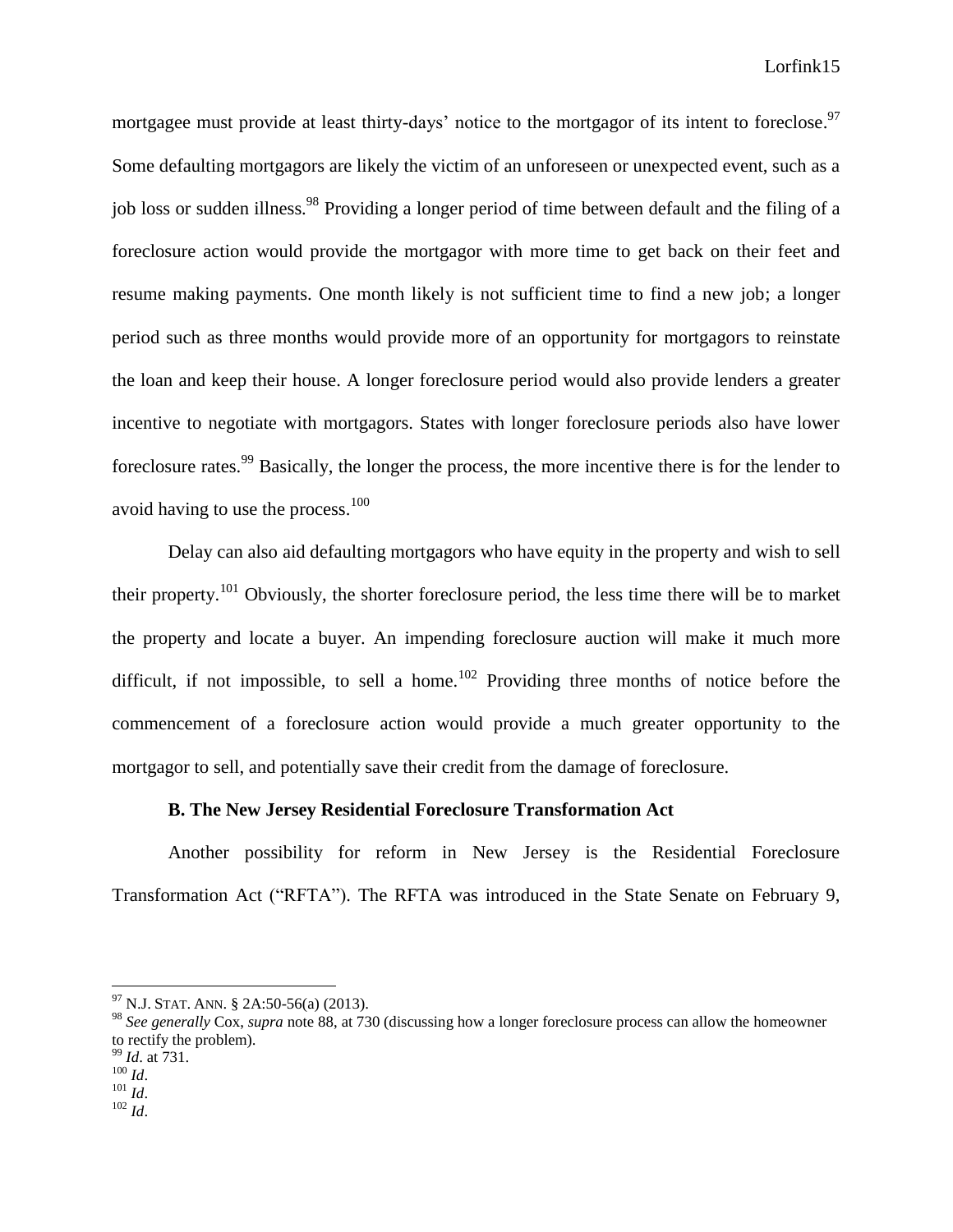mortgagee must provide at least thirty-days' notice to the mortgagor of its intent to foreclose.[97] Some defaulting mortgagors are likely the victim of an unforeseen or unexpected event, such as a job loss or sudden illness.[98] Providing a longer period of time between default and the filing of a foreclosure action would provide the mortgagor with more time to get back on their feet and resume making payments. One month likely is not sufficient time to find a new job; a longer period such as three months would provide more of an opportunity for mortgagors to reinstate the loan and keep their house. A longer foreclosure period would also provide lenders a greater incentive to negotiate with mortgagors. States with longer foreclosure periods also have lower foreclosure rates.[99] Basically, the longer the process, the more incentive there is for the lender to avoid having to use the process.[100]

Delay can also aid defaulting mortgagors who have equity in the property and wish to sell their property.[101] Obviously, the shorter foreclosure period, the less time there will be to market the property and locate a buyer. An impending foreclosure auction will make it much more difficult, if not impossible, to sell a home.[102] Providing three months of notice before the commencement of a foreclosure action would provide a much greater opportunity to the mortgagor to sell, and potentially save their credit from the damage of foreclosure.

### B. The New Jersey Residential Foreclosure Transformation Act

Another possibility for reform in New Jersey is the Residential Foreclosure Transformation Act ("RFTA"). The RFTA was introduced in the State Senate on February 9,

---

[97] N.J. STAT. ANN. § 2A:50-56(a) (2013).

[98] *See generally* Cox, *supra* note 88, at 730 (discussing how a longer foreclosure process can allow the homeowner to rectify the problem).

[99] *Id*. at 731.

[100] *Id*.

[101] *Id*.

[102] *Id*.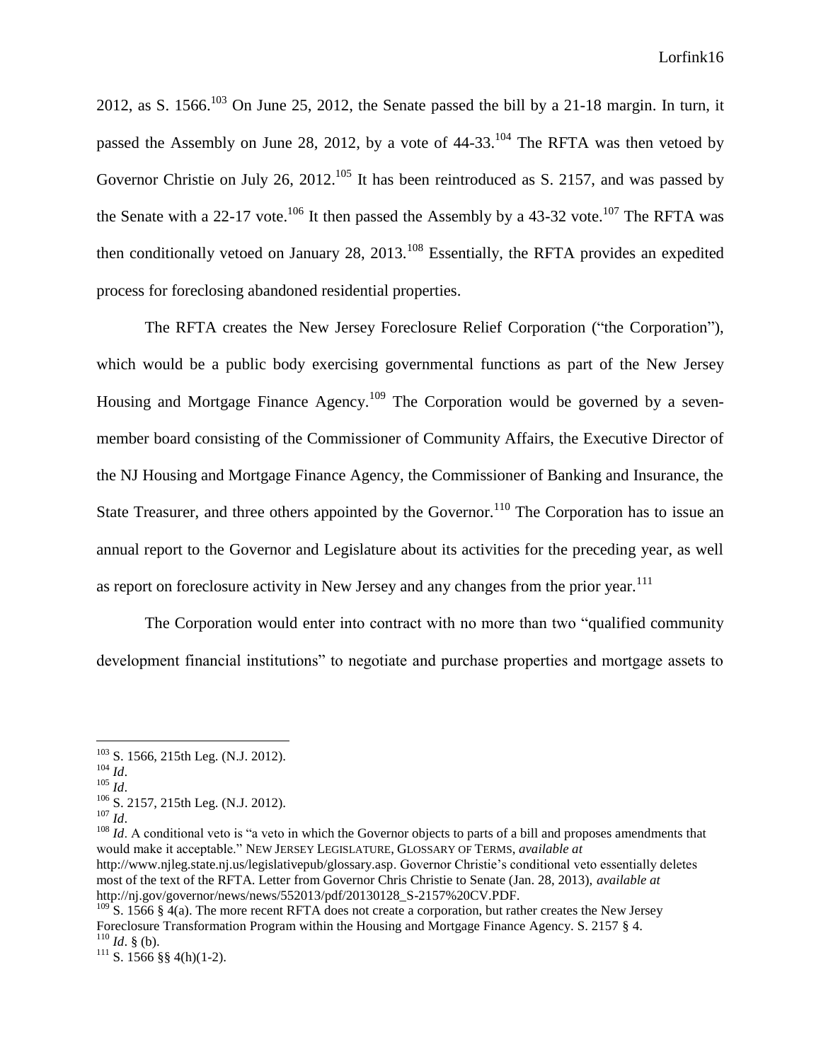2012, as S. 1566.[103] On June 25, 2012, the Senate passed the bill by a 21-18 margin. In turn, it passed the Assembly on June 28, 2012, by a vote of 44-33.[104] The RFTA was then vetoed by Governor Christie on July 26, 2012.[105] It has been reintroduced as S. 2157, and was passed by the Senate with a 22-17 vote.[106] It then passed the Assembly by a 43-32 vote.[107] The RFTA was then conditionally vetoed on January 28, 2013.[108] Essentially, the RFTA provides an expedited process for foreclosing abandoned residential properties.

The RFTA creates the New Jersey Foreclosure Relief Corporation ("the Corporation"), which would be a public body exercising governmental functions as part of the New Jersey Housing and Mortgage Finance Agency.[109] The Corporation would be governed by a seven-member board consisting of the Commissioner of Community Affairs, the Executive Director of the NJ Housing and Mortgage Finance Agency, the Commissioner of Banking and Insurance, the State Treasurer, and three others appointed by the Governor.[110] The Corporation has to issue an annual report to the Governor and Legislature about its activities for the preceding year, as well as report on foreclosure activity in New Jersey and any changes from the prior year.[111]

The Corporation would enter into contract with no more than two "qualified community development financial institutions" to negotiate and purchase properties and mortgage assets to

---

[103] S. 1566, 215th Leg. (N.J. 2012).

[104] *Id*.

[105] *Id*.

[106] S. 2157, 215th Leg. (N.J. 2012).

[107] *Id*.

[108] *Id*. A conditional veto is "a veto in which the Governor objects to parts of a bill and proposes amendments that would make it acceptable." NEW JERSEY LEGISLATURE, GLOSSARY OF TERMS, *available at* http://www.njleg.state.nj.us/legislativepub/glossary.asp. Governor Christie's conditional veto essentially deletes most of the text of the RFTA. Letter from Governor Chris Christie to Senate (Jan. 28, 2013), *available at* http://nj.gov/governor/news/news/552013/pdf/20130128_S-2157%20CV.PDF.

[109] S. 1566 § 4(a). The more recent RFTA does not create a corporation, but rather creates the New Jersey Foreclosure Transformation Program within the Housing and Mortgage Finance Agency. S. 2157 § 4.

[110] *Id*. § (b).

[111] S. 1566 §§ 4(h)(1-2).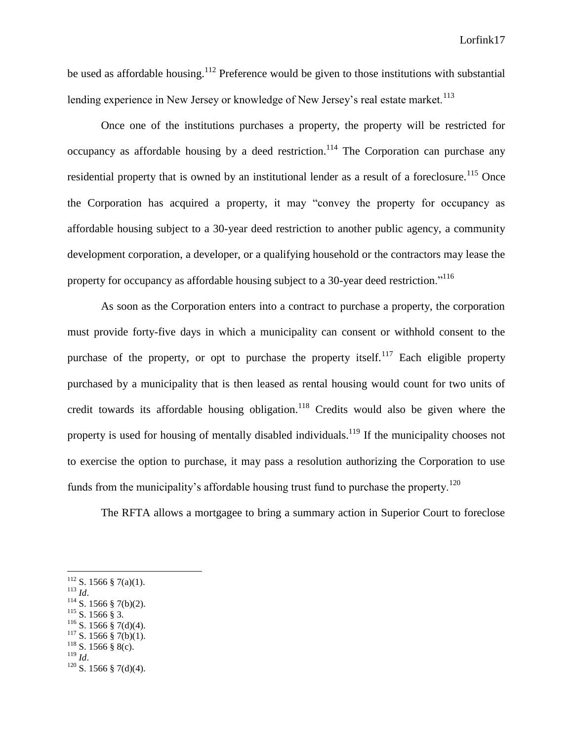be used as affordable housing.[112] Preference would be given to those institutions with substantial lending experience in New Jersey or knowledge of New Jersey's real estate market.[113]

Once one of the institutions purchases a property, the property will be restricted for occupancy as affordable housing by a deed restriction.[114] The Corporation can purchase any residential property that is owned by an institutional lender as a result of a foreclosure.[115] Once the Corporation has acquired a property, it may "convey the property for occupancy as affordable housing subject to a 30-year deed restriction to another public agency, a community development corporation, a developer, or a qualifying household or the contractors may lease the property for occupancy as affordable housing subject to a 30-year deed restriction."[116]

As soon as the Corporation enters into a contract to purchase a property, the corporation must provide forty-five days in which a municipality can consent or withhold consent to the purchase of the property, or opt to purchase the property itself.[117] Each eligible property purchased by a municipality that is then leased as rental housing would count for two units of credit towards its affordable housing obligation.[118] Credits would also be given where the property is used for housing of mentally disabled individuals.[119] If the municipality chooses not to exercise the option to purchase, it may pass a resolution authorizing the Corporation to use funds from the municipality's affordable housing trust fund to purchase the property.[120]

The RFTA allows a mortgagee to bring a summary action in Superior Court to foreclose

---

[112] S. 1566 § 7(a)(1).
[113] *Id*.
[114] S. 1566 § 7(b)(2).
[115] S. 1566 § 3.
[116] S. 1566 § 7(d)(4).
[117] S. 1566 § 7(b)(1).
[118] S. 1566 § 8(c).
[119] *Id*.
[120] S. 1566 § 7(d)(4).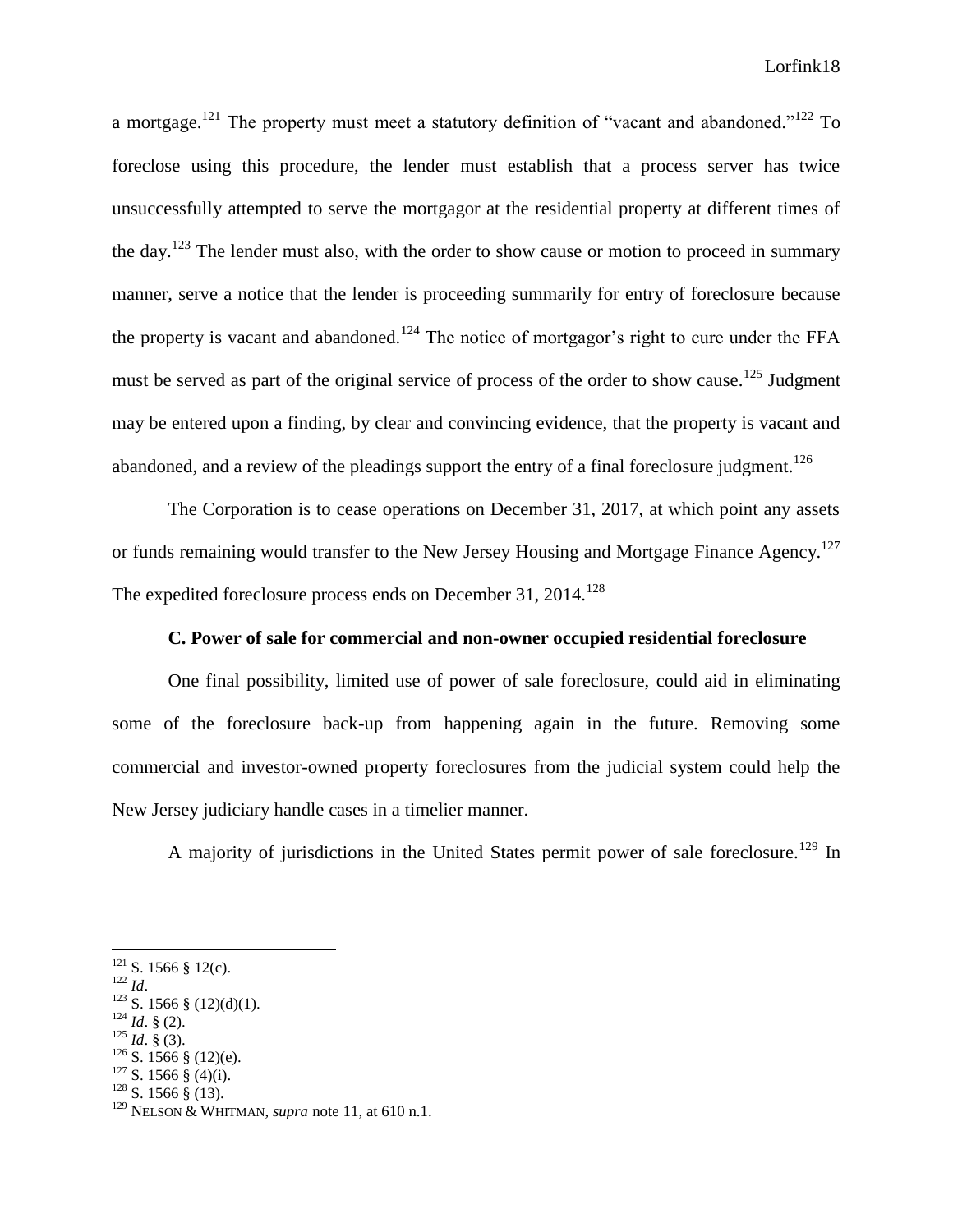a mortgage.[121] The property must meet a statutory definition of "vacant and abandoned."[122] To foreclose using this procedure, the lender must establish that a process server has twice unsuccessfully attempted to serve the mortgagor at the residential property at different times of the day.[123] The lender must also, with the order to show cause or motion to proceed in summary manner, serve a notice that the lender is proceeding summarily for entry of foreclosure because the property is vacant and abandoned.[124] The notice of mortgagor's right to cure under the FFA must be served as part of the original service of process of the order to show cause.[125] Judgment may be entered upon a finding, by clear and convincing evidence, that the property is vacant and abandoned, and a review of the pleadings support the entry of a final foreclosure judgment.[126]

The Corporation is to cease operations on December 31, 2017, at which point any assets or funds remaining would transfer to the New Jersey Housing and Mortgage Finance Agency.[127] The expedited foreclosure process ends on December 31, 2014.[128]

### C. Power of sale for commercial and non-owner occupied residential foreclosure

One final possibility, limited use of power of sale foreclosure, could aid in eliminating some of the foreclosure back-up from happening again in the future. Removing some commercial and investor-owned property foreclosures from the judicial system could help the New Jersey judiciary handle cases in a timelier manner.

A majority of jurisdictions in the United States permit power of sale foreclosure.[129] In

---

[121] S. 1566 § 12(c).
[122] *Id*.
[123] S. 1566 § (12)(d)(1).
[124] *Id*. § (2).
[125] *Id*. § (3).
[126] S. 1566 § (12)(e).
[127] S. 1566 § (4)(i).
[128] S. 1566 § (13).
[129] NELSON & WHITMAN, *supra* note 11, at 610 n.1.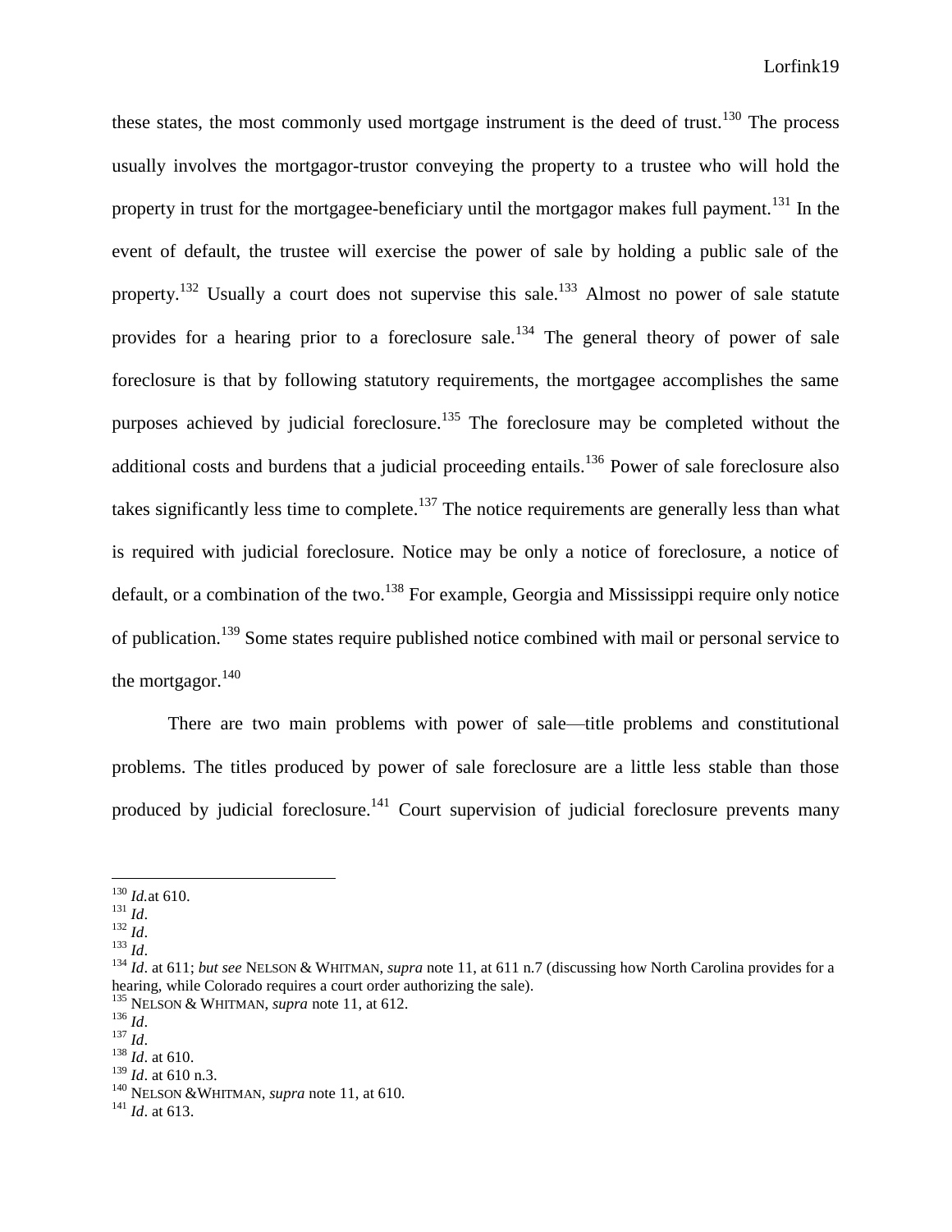these states, the most commonly used mortgage instrument is the deed of trust.[130] The process usually involves the mortgagor-trustor conveying the property to a trustee who will hold the property in trust for the mortgagee-beneficiary until the mortgagor makes full payment.[131] In the event of default, the trustee will exercise the power of sale by holding a public sale of the property.[132] Usually a court does not supervise this sale.[133] Almost no power of sale statute provides for a hearing prior to a foreclosure sale.[134] The general theory of power of sale foreclosure is that by following statutory requirements, the mortgagee accomplishes the same purposes achieved by judicial foreclosure.[135] The foreclosure may be completed without the additional costs and burdens that a judicial proceeding entails.[136] Power of sale foreclosure also takes significantly less time to complete.[137] The notice requirements are generally less than what is required with judicial foreclosure. Notice may be only a notice of foreclosure, a notice of default, or a combination of the two.[138] For example, Georgia and Mississippi require only notice of publication.[139] Some states require published notice combined with mail or personal service to the mortgagor.[140]

There are two main problems with power of sale—title problems and constitutional problems. The titles produced by power of sale foreclosure are a little less stable than those produced by judicial foreclosure.[141] Court supervision of judicial foreclosure prevents many

---

[130] *Id.*at 610.
[131] *Id*.
[132] *Id*.
[133] *Id*.
[134] *Id*. at 611; *but see* NELSON & WHITMAN, *supra* note 11, at 611 n.7 (discussing how North Carolina provides for a hearing, while Colorado requires a court order authorizing the sale).
[135] NELSON & WHITMAN, *supra* note 11, at 612.
[136] *Id*.
[137] *Id*.
[138] *Id*. at 610.
[139] *Id*. at 610 n.3.
[140] NELSON &WHITMAN, *supra* note 11, at 610.
[141] *Id*. at 613.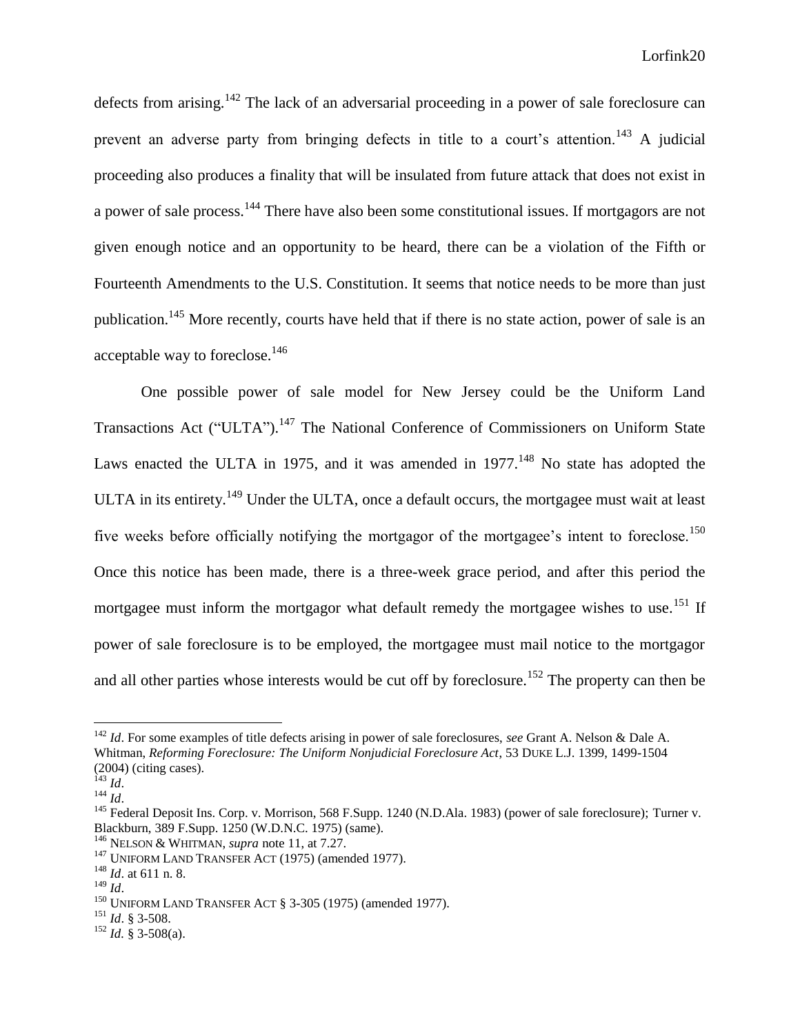defects from arising.[142] The lack of an adversarial proceeding in a power of sale foreclosure can prevent an adverse party from bringing defects in title to a court's attention.[143] A judicial proceeding also produces a finality that will be insulated from future attack that does not exist in a power of sale process.[144] There have also been some constitutional issues. If mortgagors are not given enough notice and an opportunity to be heard, there can be a violation of the Fifth or Fourteenth Amendments to the U.S. Constitution. It seems that notice needs to be more than just publication.[145] More recently, courts have held that if there is no state action, power of sale is an acceptable way to foreclose.[146]

One possible power of sale model for New Jersey could be the Uniform Land Transactions Act ("ULTA").[147] The National Conference of Commissioners on Uniform State Laws enacted the ULTA in 1975, and it was amended in 1977.[148] No state has adopted the ULTA in its entirety.[149] Under the ULTA, once a default occurs, the mortgagee must wait at least five weeks before officially notifying the mortgagor of the mortgagee's intent to foreclose.[150] Once this notice has been made, there is a three-week grace period, and after this period the mortgagee must inform the mortgagor what default remedy the mortgagee wishes to use.[151] If power of sale foreclosure is to be employed, the mortgagee must mail notice to the mortgagor and all other parties whose interests would be cut off by foreclosure.[152] The property can then be

---

[142] *Id*. For some examples of title defects arising in power of sale foreclosures, *see* Grant A. Nelson & Dale A. Whitman, *Reforming Foreclosure: The Uniform Nonjudicial Foreclosure Act*, 53 DUKE L.J. 1399, 1499-1504 (2004) (citing cases).

[143] *Id*.

[144] *Id*.

[145] Federal Deposit Ins. Corp. v. Morrison, 568 F.Supp. 1240 (N.D.Ala. 1983) (power of sale foreclosure); Turner v. Blackburn, 389 F.Supp. 1250 (W.D.N.C. 1975) (same).

[146] NELSON & WHITMAN, *supra* note 11, at 7.27.

[147] UNIFORM LAND TRANSFER ACT (1975) (amended 1977).

[148] *Id*. at 611 n. 8.

[149] *Id*.

[150] UNIFORM LAND TRANSFER ACT § 3-305 (1975) (amended 1977).

[151] *Id*. § 3-508.

[152] *Id*. § 3-508(a).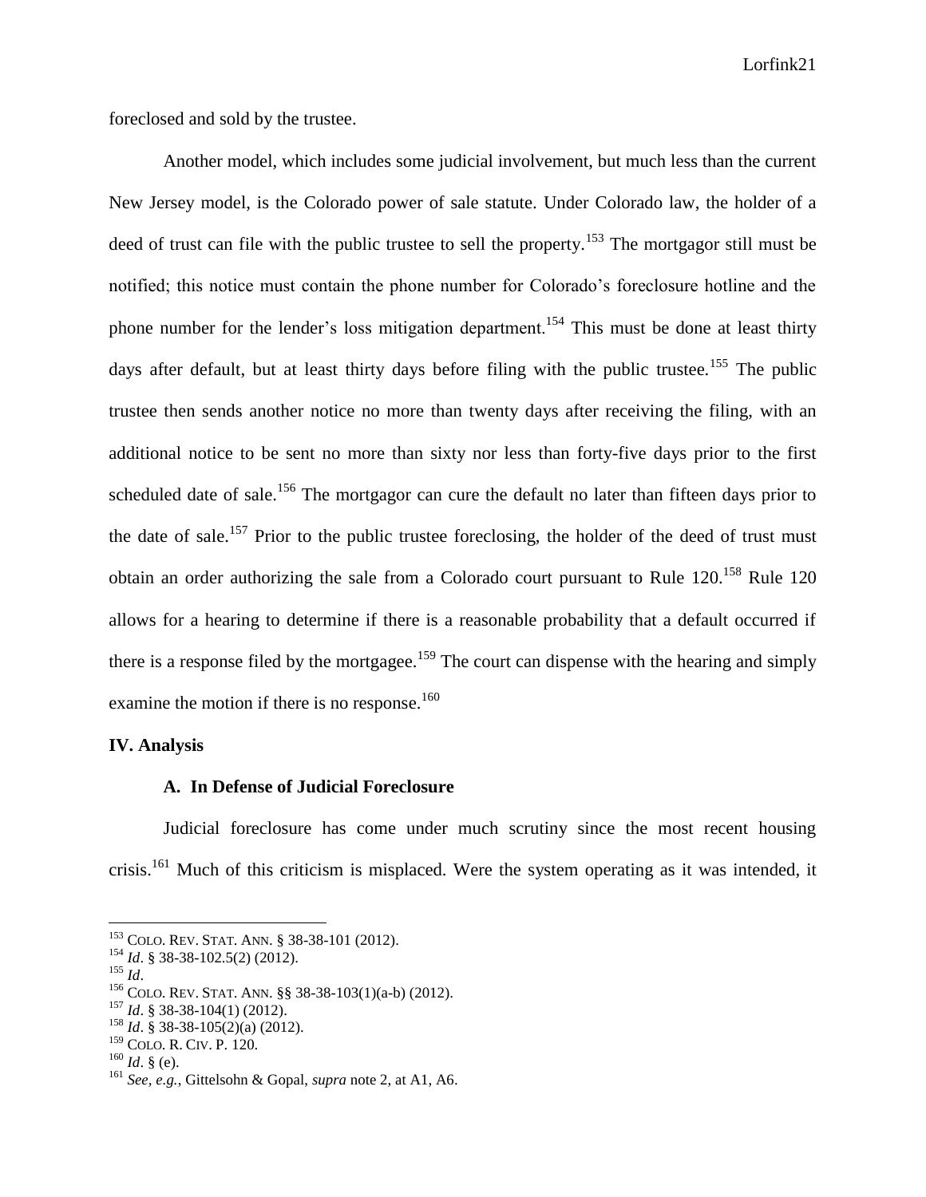foreclosed and sold by the trustee.

Another model, which includes some judicial involvement, but much less than the current New Jersey model, is the Colorado power of sale statute. Under Colorado law, the holder of a deed of trust can file with the public trustee to sell the property.[153] The mortgagor still must be notified; this notice must contain the phone number for Colorado's foreclosure hotline and the phone number for the lender's loss mitigation department.[154] This must be done at least thirty days after default, but at least thirty days before filing with the public trustee.[155] The public trustee then sends another notice no more than twenty days after receiving the filing, with an additional notice to be sent no more than sixty nor less than forty-five days prior to the first scheduled date of sale.[156] The mortgagor can cure the default no later than fifteen days prior to the date of sale.[157] Prior to the public trustee foreclosing, the holder of the deed of trust must obtain an order authorizing the sale from a Colorado court pursuant to Rule 120.[158] Rule 120 allows for a hearing to determine if there is a reasonable probability that a default occurred if there is a response filed by the mortgagee.[159] The court can dispense with the hearing and simply examine the motion if there is no response.[160]

## IV. Analysis

### A. In Defense of Judicial Foreclosure

Judicial foreclosure has come under much scrutiny since the most recent housing crisis.[161] Much of this criticism is misplaced. Were the system operating as it was intended, it

---

[153] COLO. REV. STAT. ANN. § 38-38-101 (2012).
[154] *Id*. § 38-38-102.5(2) (2012).
[155] *Id*.
[156] COLO. REV. STAT. ANN. §§ 38-38-103(1)(a-b) (2012).
[157] *Id*. § 38-38-104(1) (2012).
[158] *Id*. § 38-38-105(2)(a) (2012).
[159] COLO. R. CIV. P. 120.
[160] *Id*. § (e).
[161] *See, e.g.*, Gittelsohn & Gopal, *supra* note 2, at A1, A6.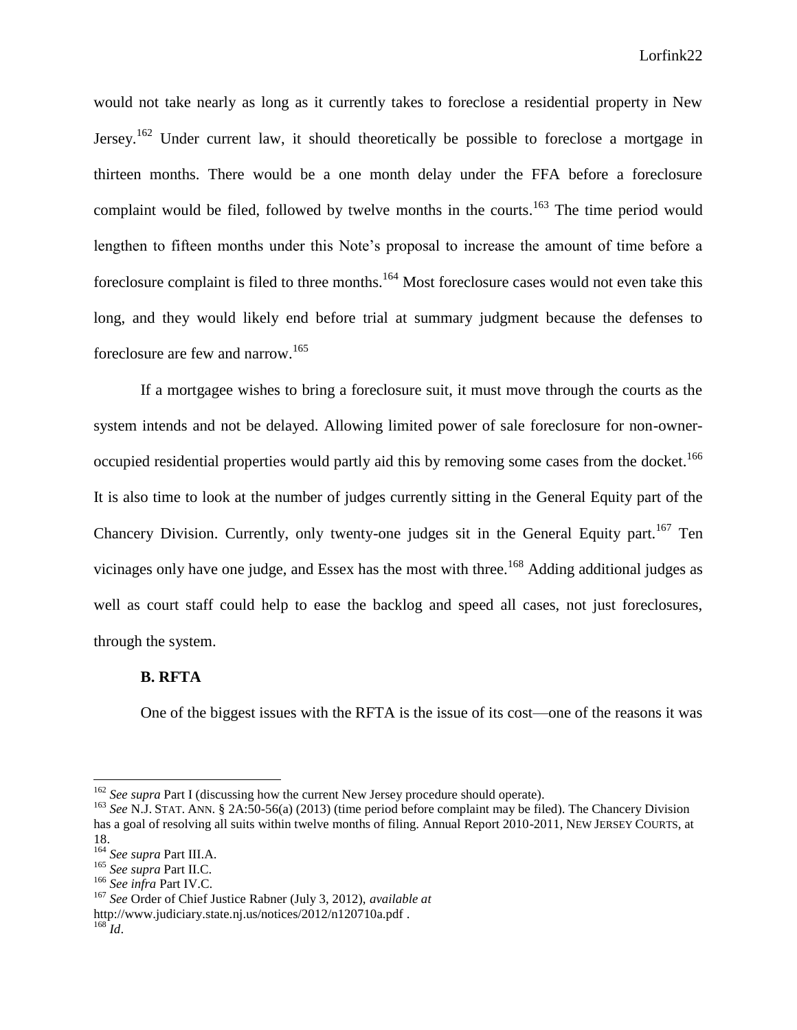would not take nearly as long as it currently takes to foreclose a residential property in New Jersey.[162] Under current law, it should theoretically be possible to foreclose a mortgage in thirteen months. There would be a one month delay under the FFA before a foreclosure complaint would be filed, followed by twelve months in the courts.[163] The time period would lengthen to fifteen months under this Note's proposal to increase the amount of time before a foreclosure complaint is filed to three months.[164] Most foreclosure cases would not even take this long, and they would likely end before trial at summary judgment because the defenses to foreclosure are few and narrow.[165]

If a mortgagee wishes to bring a foreclosure suit, it must move through the courts as the system intends and not be delayed. Allowing limited power of sale foreclosure for non-owner-occupied residential properties would partly aid this by removing some cases from the docket.[166] It is also time to look at the number of judges currently sitting in the General Equity part of the Chancery Division. Currently, only twenty-one judges sit in the General Equity part.[167] Ten vicinages only have one judge, and Essex has the most with three.[168] Adding additional judges as well as court staff could help to ease the backlog and speed all cases, not just foreclosures, through the system.

### B. RFTA

One of the biggest issues with the RFTA is the issue of its cost—one of the reasons it was

---

[162] *See supra* Part I (discussing how the current New Jersey procedure should operate).

[163] *See* N.J. STAT. ANN. § 2A:50-56(a) (2013) (time period before complaint may be filed). The Chancery Division has a goal of resolving all suits within twelve months of filing. Annual Report 2010-2011, NEW JERSEY COURTS, at 18.

[164] *See supra* Part III.A.

[165] *See supra* Part II.C.

[166] *See infra* Part IV.C.

[167] *See* Order of Chief Justice Rabner (July 3, 2012), *available at* http://www.judiciary.state.nj.us/notices/2012/n120710a.pdf .

[168] *Id*.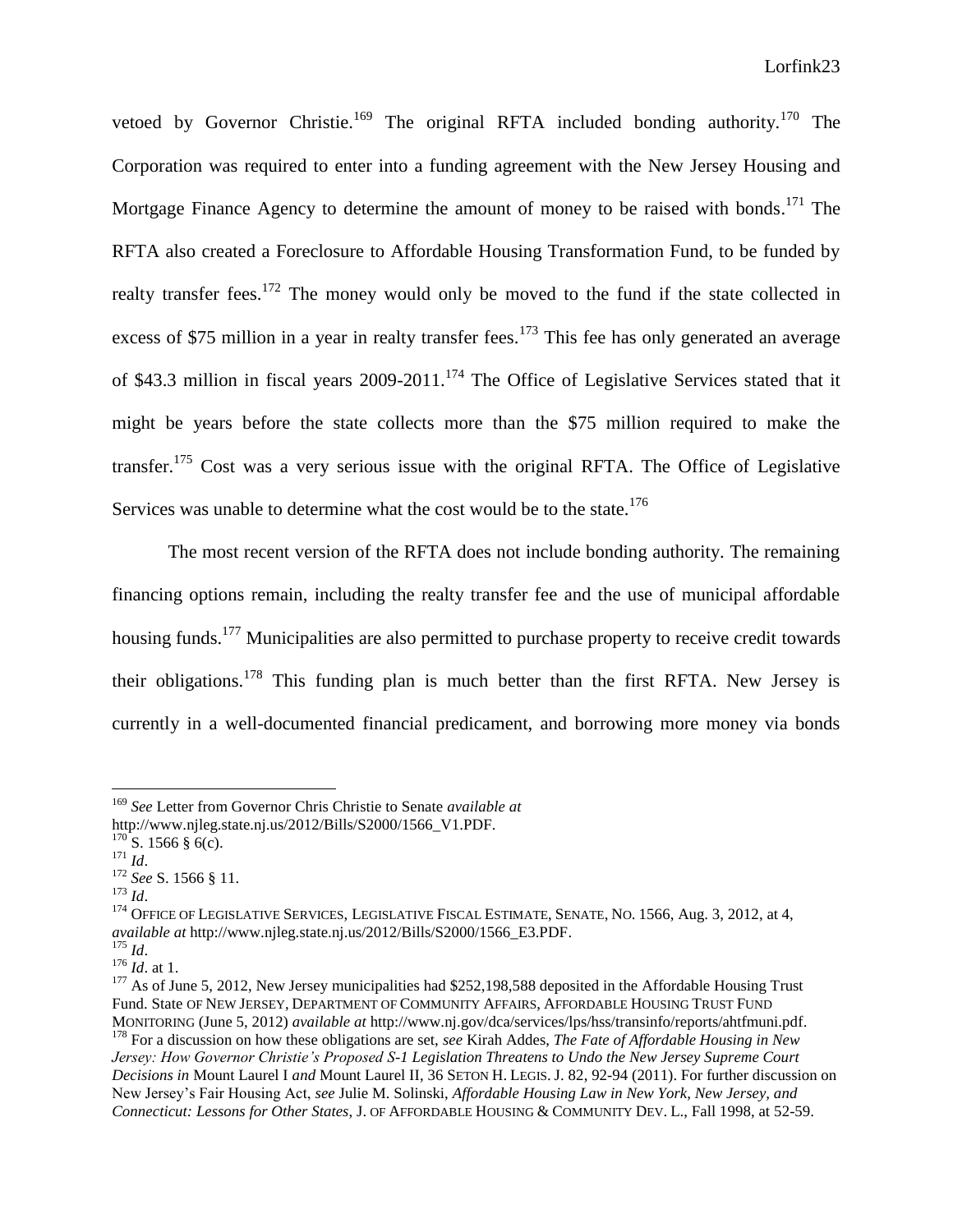vetoed by Governor Christie.[169] The original RFTA included bonding authority.[170] The Corporation was required to enter into a funding agreement with the New Jersey Housing and Mortgage Finance Agency to determine the amount of money to be raised with bonds.[171] The RFTA also created a Foreclosure to Affordable Housing Transformation Fund, to be funded by realty transfer fees.[172] The money would only be moved to the fund if the state collected in excess of $75 million in a year in realty transfer fees.[173] This fee has only generated an average of $43.3 million in fiscal years 2009-2011.[174] The Office of Legislative Services stated that it might be years before the state collects more than the $75 million required to make the transfer.[175] Cost was a very serious issue with the original RFTA. The Office of Legislative Services was unable to determine what the cost would be to the state.[176]

The most recent version of the RFTA does not include bonding authority. The remaining financing options remain, including the realty transfer fee and the use of municipal affordable housing funds.[177] Municipalities are also permitted to purchase property to receive credit towards their obligations.[178] This funding plan is much better than the first RFTA. New Jersey is currently in a well-documented financial predicament, and borrowing more money via bonds

---

[169] *See* Letter from Governor Chris Christie to Senate *available at* http://www.njleg.state.nj.us/2012/Bills/S2000/1566_V1.PDF.

[170] S. 1566 § 6(c).

[171] *Id*.

[172] *See* S. 1566 § 11.

[173] *Id*.

[174] OFFICE OF LEGISLATIVE SERVICES, LEGISLATIVE FISCAL ESTIMATE, SENATE, NO. 1566, Aug. 3, 2012, at 4, *available at* http://www.njleg.state.nj.us/2012/Bills/S2000/1566_E3.PDF.

[175] *Id*.

[176] *Id*. at 1.

[177] As of June 5, 2012, New Jersey municipalities had $252,198,588 deposited in the Affordable Housing Trust Fund. State OF NEW JERSEY, DEPARTMENT OF COMMUNITY AFFAIRS, AFFORDABLE HOUSING TRUST FUND MONITORING (June 5, 2012) *available at* http://www.nj.gov/dca/services/lps/hss/transinfo/reports/ahtfmuni.pdf.

[178] For a discussion on how these obligations are set, *see* Kirah Addes, *The Fate of Affordable Housing in New Jersey: How Governor Christie's Proposed S-1 Legislation Threatens to Undo the New Jersey Supreme Court Decisions in* Mount Laurel I *and* Mount Laurel II, 36 SETON H. LEGIS. J. 82, 92-94 (2011). For further discussion on New Jersey's Fair Housing Act, *see* Julie M. Solinski, *Affordable Housing Law in New York, New Jersey, and Connecticut: Lessons for Other States*, J. OF AFFORDABLE HOUSING & COMMUNITY DEV. L., Fall 1998, at 52-59.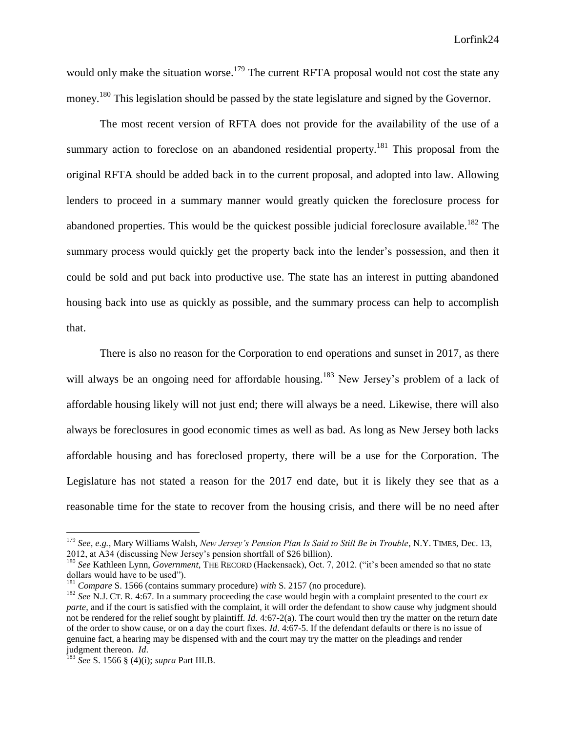would only make the situation worse.[179] The current RFTA proposal would not cost the state any money.[180] This legislation should be passed by the state legislature and signed by the Governor.

The most recent version of RFTA does not provide for the availability of the use of a summary action to foreclose on an abandoned residential property.[181] This proposal from the original RFTA should be added back in to the current proposal, and adopted into law. Allowing lenders to proceed in a summary manner would greatly quicken the foreclosure process for abandoned properties. This would be the quickest possible judicial foreclosure available.[182] The summary process would quickly get the property back into the lender's possession, and then it could be sold and put back into productive use. The state has an interest in putting abandoned housing back into use as quickly as possible, and the summary process can help to accomplish that.

There is also no reason for the Corporation to end operations and sunset in 2017, as there will always be an ongoing need for affordable housing.[183] New Jersey's problem of a lack of affordable housing likely will not just end; there will always be a need. Likewise, there will also always be foreclosures in good economic times as well as bad. As long as New Jersey both lacks affordable housing and has foreclosed property, there will be a use for the Corporation. The Legislature has not stated a reason for the 2017 end date, but it is likely they see that as a reasonable time for the state to recover from the housing crisis, and there will be no need after

---

[179] *See, e.g.*, Mary Williams Walsh, *New Jersey's Pension Plan Is Said to Still Be in Trouble*, N.Y. TIMES, Dec. 13, 2012, at A34 (discussing New Jersey's pension shortfall of $26 billion).

[180] *See* Kathleen Lynn, *Government*, THE RECORD (Hackensack), Oct. 7, 2012. ("it's been amended so that no state dollars would have to be used").

[181] *Compare* S. 1566 (contains summary procedure) *with* S. 2157 (no procedure).

[182] *See* N.J. CT. R. 4:67. In a summary proceeding the case would begin with a complaint presented to the court *ex parte*, and if the court is satisfied with the complaint, it will order the defendant to show cause why judgment should not be rendered for the relief sought by plaintiff. *Id*. 4:67-2(a). The court would then try the matter on the return date of the order to show cause, or on a day the court fixes. *Id*. 4:67-5. If the defendant defaults or there is no issue of genuine fact, a hearing may be dispensed with and the court may try the matter on the pleadings and render judgment thereon. *Id*.

[183] *See* S. 1566 § (4)(i); *supra* Part III.B.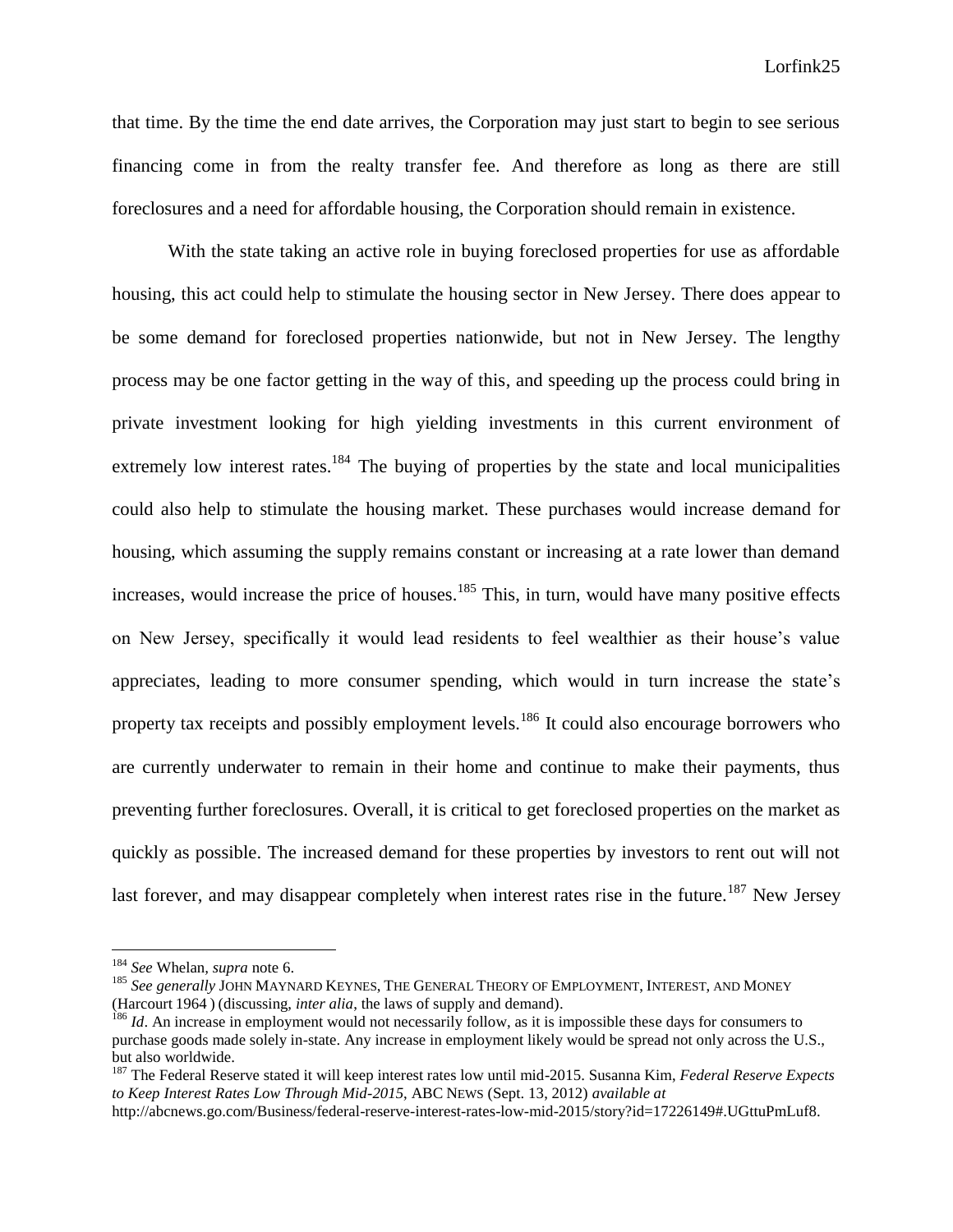that time. By the time the end date arrives, the Corporation may just start to begin to see serious financing come in from the realty transfer fee. And therefore as long as there are still foreclosures and a need for affordable housing, the Corporation should remain in existence.

With the state taking an active role in buying foreclosed properties for use as affordable housing, this act could help to stimulate the housing sector in New Jersey. There does appear to be some demand for foreclosed properties nationwide, but not in New Jersey. The lengthy process may be one factor getting in the way of this, and speeding up the process could bring in private investment looking for high yielding investments in this current environment of extremely low interest rates.[184] The buying of properties by the state and local municipalities could also help to stimulate the housing market. These purchases would increase demand for housing, which assuming the supply remains constant or increasing at a rate lower than demand increases, would increase the price of houses.[185] This, in turn, would have many positive effects on New Jersey, specifically it would lead residents to feel wealthier as their house's value appreciates, leading to more consumer spending, which would in turn increase the state's property tax receipts and possibly employment levels.[186] It could also encourage borrowers who are currently underwater to remain in their home and continue to make their payments, thus preventing further foreclosures. Overall, it is critical to get foreclosed properties on the market as quickly as possible. The increased demand for these properties by investors to rent out will not last forever, and may disappear completely when interest rates rise in the future.[187] New Jersey

---

[184] *See* Whelan, *supra* note 6.

[185] *See generally* JOHN MAYNARD KEYNES, THE GENERAL THEORY OF EMPLOYMENT, INTEREST, AND MONEY (Harcourt 1964 ) (discussing, *inter alia*, the laws of supply and demand).

[186] *Id*. An increase in employment would not necessarily follow, as it is impossible these days for consumers to purchase goods made solely in-state. Any increase in employment likely would be spread not only across the U.S., but also worldwide.

[187] The Federal Reserve stated it will keep interest rates low until mid-2015. Susanna Kim, *Federal Reserve Expects to Keep Interest Rates Low Through Mid-2015*, ABC NEWS (Sept. 13, 2012) *available at* http://abcnews.go.com/Business/federal-reserve-interest-rates-low-mid-2015/story?id=17226149#.UGttuPmLuf8.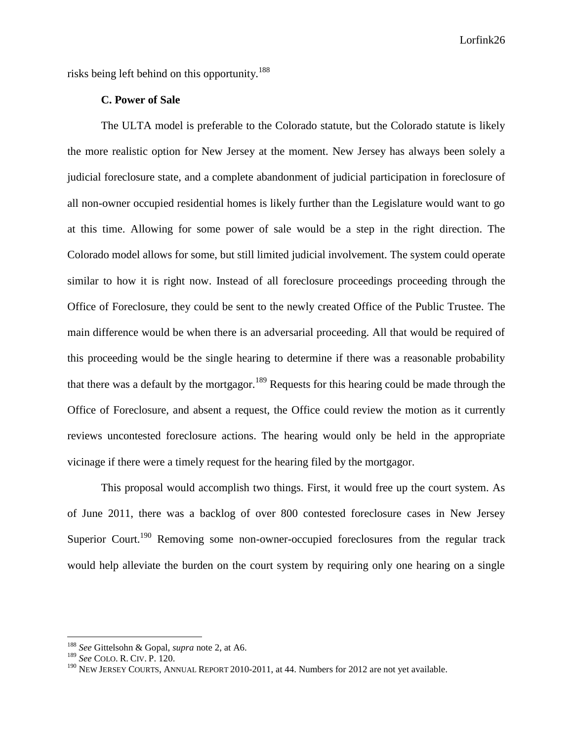risks being left behind on this opportunity.[188]

### C. Power of Sale

The ULTA model is preferable to the Colorado statute, but the Colorado statute is likely the more realistic option for New Jersey at the moment. New Jersey has always been solely a judicial foreclosure state, and a complete abandonment of judicial participation in foreclosure of all non-owner occupied residential homes is likely further than the Legislature would want to go at this time. Allowing for some power of sale would be a step in the right direction. The Colorado model allows for some, but still limited judicial involvement. The system could operate similar to how it is right now. Instead of all foreclosure proceedings proceeding through the Office of Foreclosure, they could be sent to the newly created Office of the Public Trustee. The main difference would be when there is an adversarial proceeding. All that would be required of this proceeding would be the single hearing to determine if there was a reasonable probability that there was a default by the mortgagor.[189] Requests for this hearing could be made through the Office of Foreclosure, and absent a request, the Office could review the motion as it currently reviews uncontested foreclosure actions. The hearing would only be held in the appropriate vicinage if there were a timely request for the hearing filed by the mortgagor.

This proposal would accomplish two things. First, it would free up the court system. As of June 2011, there was a backlog of over 800 contested foreclosure cases in New Jersey Superior Court.[190] Removing some non-owner-occupied foreclosures from the regular track would help alleviate the burden on the court system by requiring only one hearing on a single

---

[188] *See* Gittelsohn & Gopal, *supra* note 2, at A6.

[189] *See* COLO. R. CIV. P. 120.

[190] NEW JERSEY COURTS, ANNUAL REPORT 2010-2011, at 44. Numbers for 2012 are not yet available.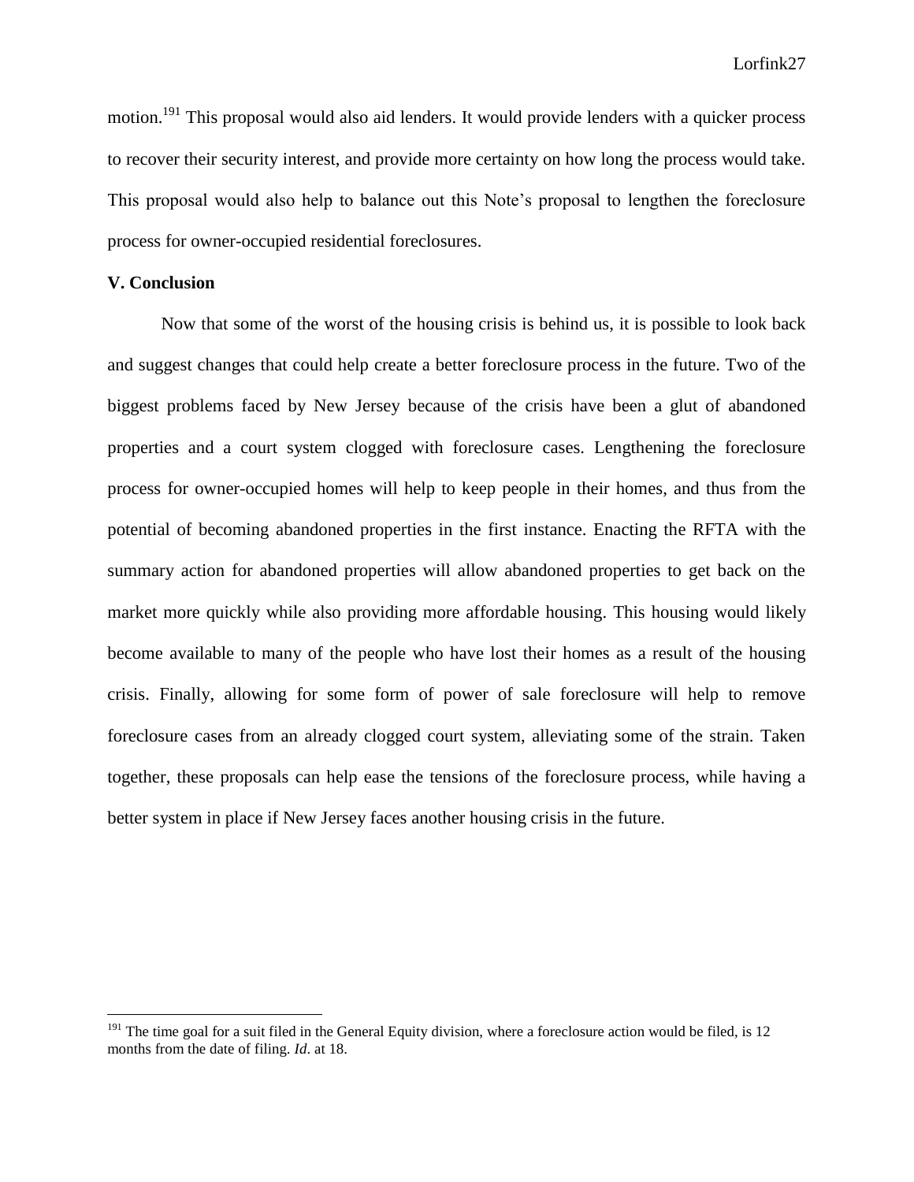motion.[191] This proposal would also aid lenders. It would provide lenders with a quicker process to recover their security interest, and provide more certainty on how long the process would take. This proposal would also help to balance out this Note's proposal to lengthen the foreclosure process for owner-occupied residential foreclosures.

## V. Conclusion

Now that some of the worst of the housing crisis is behind us, it is possible to look back and suggest changes that could help create a better foreclosure process in the future. Two of the biggest problems faced by New Jersey because of the crisis have been a glut of abandoned properties and a court system clogged with foreclosure cases. Lengthening the foreclosure process for owner-occupied homes will help to keep people in their homes, and thus from the potential of becoming abandoned properties in the first instance. Enacting the RFTA with the summary action for abandoned properties will allow abandoned properties to get back on the market more quickly while also providing more affordable housing. This housing would likely become available to many of the people who have lost their homes as a result of the housing crisis. Finally, allowing for some form of power of sale foreclosure will help to remove foreclosure cases from an already clogged court system, alleviating some of the strain. Taken together, these proposals can help ease the tensions of the foreclosure process, while having a better system in place if New Jersey faces another housing crisis in the future.

---

[191] The time goal for a suit filed in the General Equity division, where a foreclosure action would be filed, is 12 months from the date of filing. *Id*. at 18.